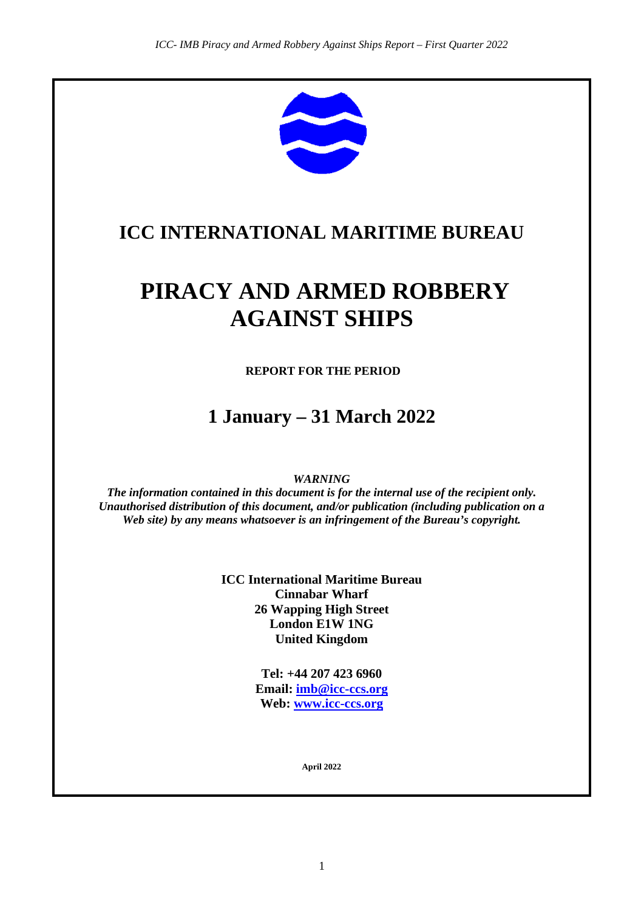# ICC INTERNATIONAL MARITIME BUREAU

# PIRACY AND ARMED ROBBERY AGAINST SHIPS

**REPORT FOR THE PERIOD**

## 1 January – 31 March 2022

*WARNING*

***The information contained in this document is for the internal use of the recipient only. Unauthorised distribution of this document, and/or publication (including publication on a Web site) by any means whatsoever is an infringement of the Bureau's copyright.***

**ICC International Maritime Bureau**
**Cinnabar Wharf**
**26 Wapping High Street**
**London E1W 1NG**
**United Kingdom**

**Tel: +44 207 423 6960**
**Email: imb@icc-ccs.org**
**Web: www.icc-ccs.org**

**April 2022**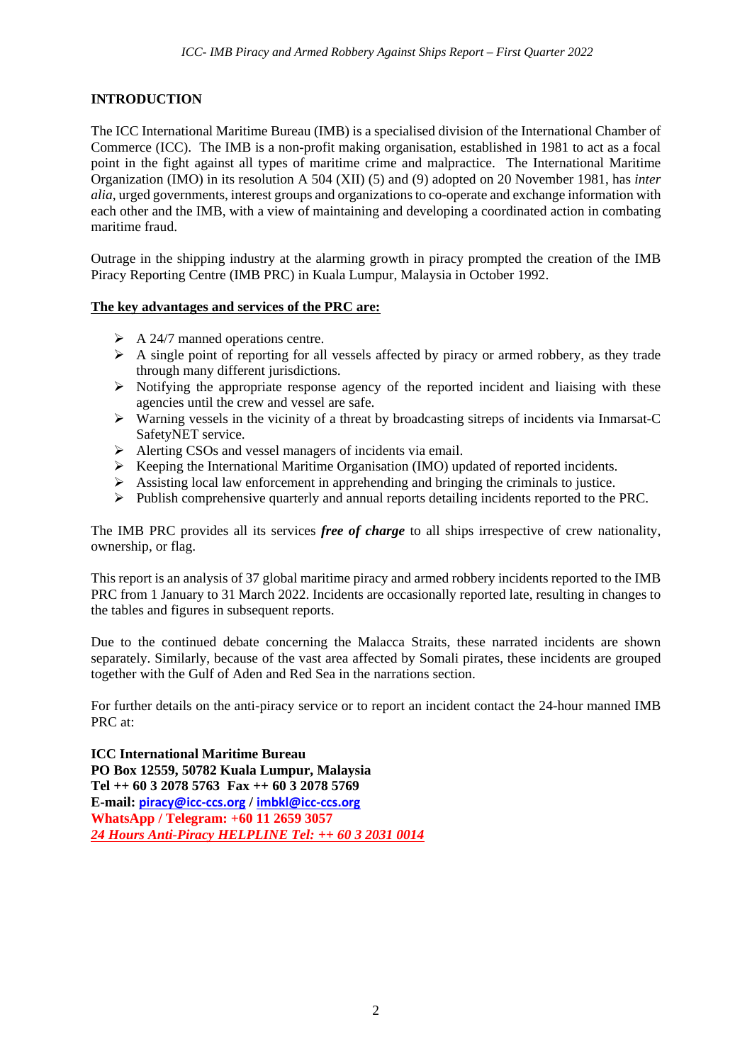## INTRODUCTION

The ICC International Maritime Bureau (IMB) is a specialised division of the International Chamber of Commerce (ICC). The IMB is a non-profit making organisation, established in 1981 to act as a focal point in the fight against all types of maritime crime and malpractice. The International Maritime Organization (IMO) in its resolution A 504 (XII) (5) and (9) adopted on 20 November 1981, has *inter alia*, urged governments, interest groups and organizations to co-operate and exchange information with each other and the IMB, with a view of maintaining and developing a coordinated action in combating maritime fraud.

Outrage in the shipping industry at the alarming growth in piracy prompted the creation of the IMB Piracy Reporting Centre (IMB PRC) in Kuala Lumpur, Malaysia in October 1992.

**The key advantages and services of the PRC are:**

- A 24/7 manned operations centre.
- A single point of reporting for all vessels affected by piracy or armed robbery, as they trade through many different jurisdictions.
- Notifying the appropriate response agency of the reported incident and liaising with these agencies until the crew and vessel are safe.
- Warning vessels in the vicinity of a threat by broadcasting sitreps of incidents via Inmarsat-C SafetyNET service.
- Alerting CSOs and vessel managers of incidents via email.
- Keeping the International Maritime Organisation (IMO) updated of reported incidents.
- Assisting local law enforcement in apprehending and bringing the criminals to justice.
- Publish comprehensive quarterly and annual reports detailing incidents reported to the PRC.

The IMB PRC provides all its services ***free of charge*** to all ships irrespective of crew nationality, ownership, or flag.

This report is an analysis of 37 global maritime piracy and armed robbery incidents reported to the IMB PRC from 1 January to 31 March 2022. Incidents are occasionally reported late, resulting in changes to the tables and figures in subsequent reports.

Due to the continued debate concerning the Malacca Straits, these narrated incidents are shown separately. Similarly, because of the vast area affected by Somali pirates, these incidents are grouped together with the Gulf of Aden and Red Sea in the narrations section.

For further details on the anti-piracy service or to report an incident contact the 24-hour manned IMB PRC at:

**ICC International Maritime Bureau**
**PO Box 12559, 50782 Kuala Lumpur, Malaysia**
**Tel ++ 60 3 2078 5763 Fax ++ 60 3 2078 5769**
**E-mail: piracy@icc-ccs.org / imbkl@icc-ccs.org**
**WhatsApp / Telegram: +60 11 2659 3057**
***24 Hours Anti-Piracy HELPLINE Tel: ++ 60 3 2031 0014***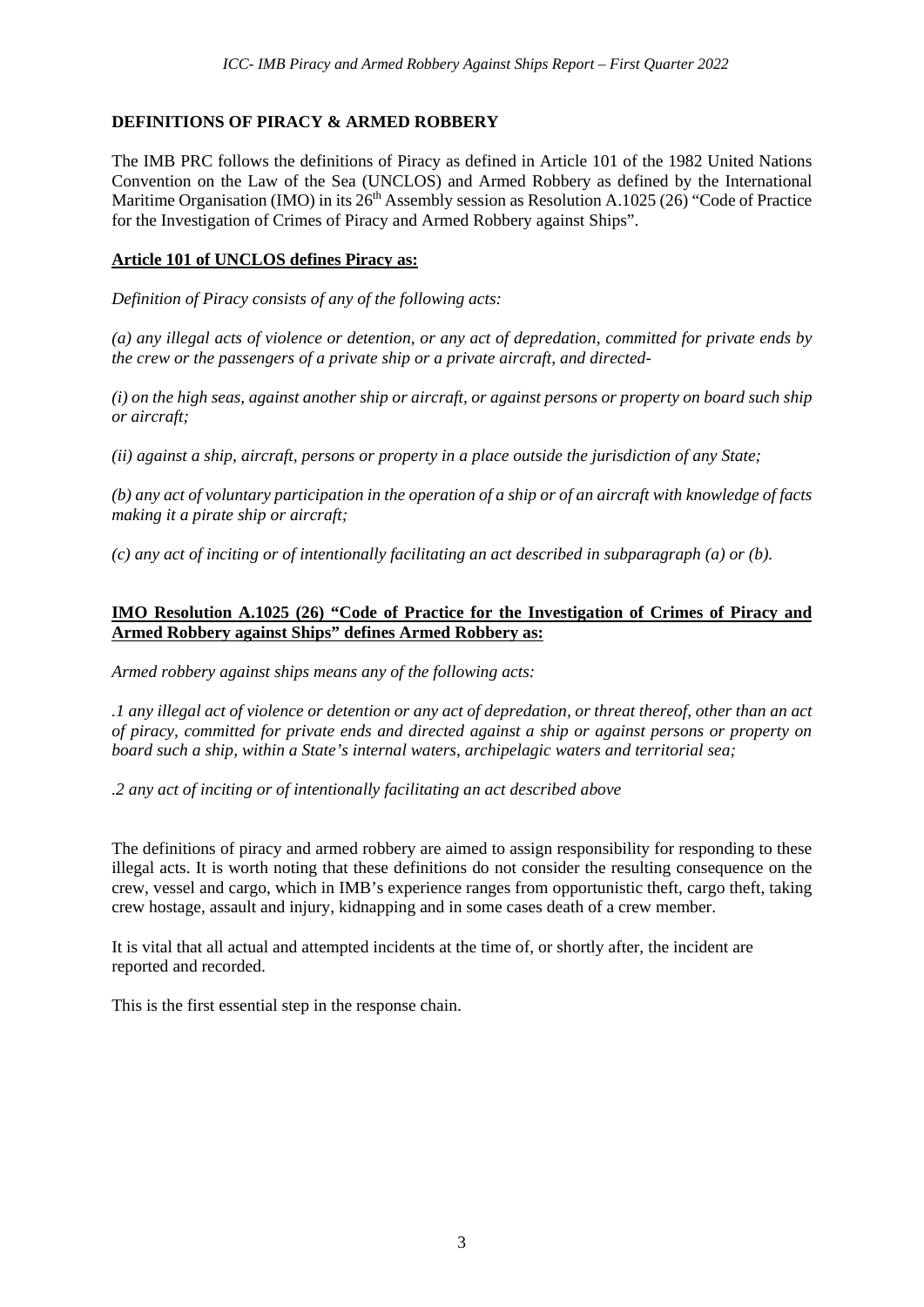## DEFINITIONS OF PIRACY & ARMED ROBBERY

The IMB PRC follows the definitions of Piracy as defined in Article 101 of the 1982 United Nations Convention on the Law of the Sea (UNCLOS) and Armed Robbery as defined by the International Maritime Organisation (IMO) in its 26th Assembly session as Resolution A.1025 (26) "Code of Practice for the Investigation of Crimes of Piracy and Armed Robbery against Ships".

### Article 101 of UNCLOS defines Piracy as:

*Definition of Piracy consists of any of the following acts:*

*(a) any illegal acts of violence or detention, or any act of depredation, committed for private ends by the crew or the passengers of a private ship or a private aircraft, and directed-*

*(i) on the high seas, against another ship or aircraft, or against persons or property on board such ship or aircraft;*

*(ii) against a ship, aircraft, persons or property in a place outside the jurisdiction of any State;*

*(b) any act of voluntary participation in the operation of a ship or of an aircraft with knowledge of facts making it a pirate ship or aircraft;*

*(c) any act of inciting or of intentionally facilitating an act described in subparagraph (a) or (b).*

### IMO Resolution A.1025 (26) "Code of Practice for the Investigation of Crimes of Piracy and Armed Robbery against Ships" defines Armed Robbery as:

*Armed robbery against ships means any of the following acts:*

*.1 any illegal act of violence or detention or any act of depredation, or threat thereof, other than an act of piracy, committed for private ends and directed against a ship or against persons or property on board such a ship, within a State's internal waters, archipelagic waters and territorial sea;*

*.2 any act of inciting or of intentionally facilitating an act described above*

The definitions of piracy and armed robbery are aimed to assign responsibility for responding to these illegal acts. It is worth noting that these definitions do not consider the resulting consequence on the crew, vessel and cargo, which in IMB's experience ranges from opportunistic theft, cargo theft, taking crew hostage, assault and injury, kidnapping and in some cases death of a crew member.

It is vital that all actual and attempted incidents at the time of, or shortly after, the incident are reported and recorded.

This is the first essential step in the response chain.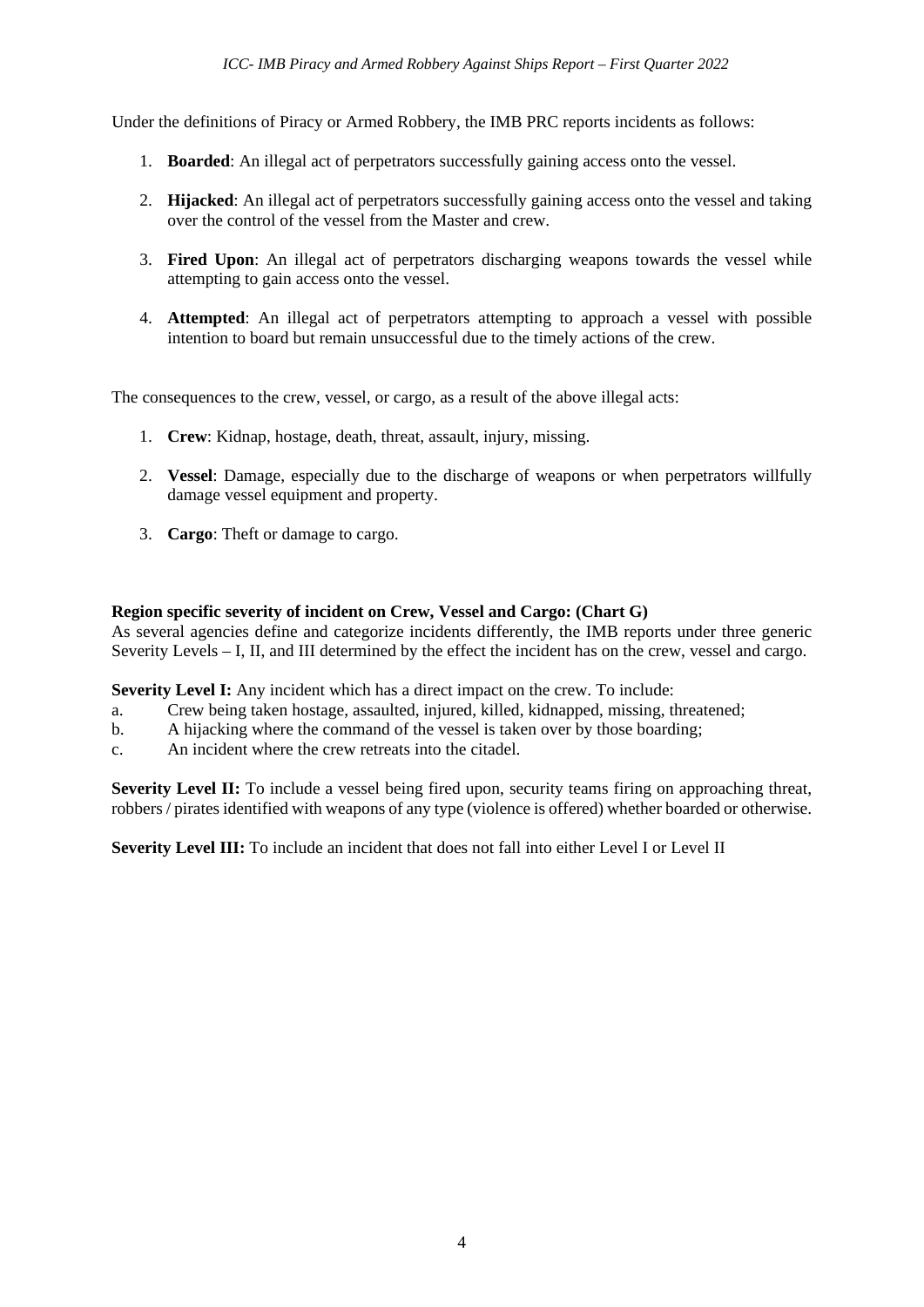Under the definitions of Piracy or Armed Robbery, the IMB PRC reports incidents as follows:

1. **Boarded**: An illegal act of perpetrators successfully gaining access onto the vessel.

2. **Hijacked**: An illegal act of perpetrators successfully gaining access onto the vessel and taking over the control of the vessel from the Master and crew.

3. **Fired Upon**: An illegal act of perpetrators discharging weapons towards the vessel while attempting to gain access onto the vessel.

4. **Attempted**: An illegal act of perpetrators attempting to approach a vessel with possible intention to board but remain unsuccessful due to the timely actions of the crew.

The consequences to the crew, vessel, or cargo, as a result of the above illegal acts:

1. **Crew**: Kidnap, hostage, death, threat, assault, injury, missing.

2. **Vessel**: Damage, especially due to the discharge of weapons or when perpetrators willfully damage vessel equipment and property.

3. **Cargo**: Theft or damage to cargo.

**Region specific severity of incident on Crew, Vessel and Cargo: (Chart G)**

As several agencies define and categorize incidents differently, the IMB reports under three generic Severity Levels – I, II, and III determined by the effect the incident has on the crew, vessel and cargo.

**Severity Level I:** Any incident which has a direct impact on the crew. To include:

a. Crew being taken hostage, assaulted, injured, killed, kidnapped, missing, threatened;
b. A hijacking where the command of the vessel is taken over by those boarding;
c. An incident where the crew retreats into the citadel.

**Severity Level II:** To include a vessel being fired upon, security teams firing on approaching threat, robbers / pirates identified with weapons of any type (violence is offered) whether boarded or otherwise.

**Severity Level III:** To include an incident that does not fall into either Level I or Level II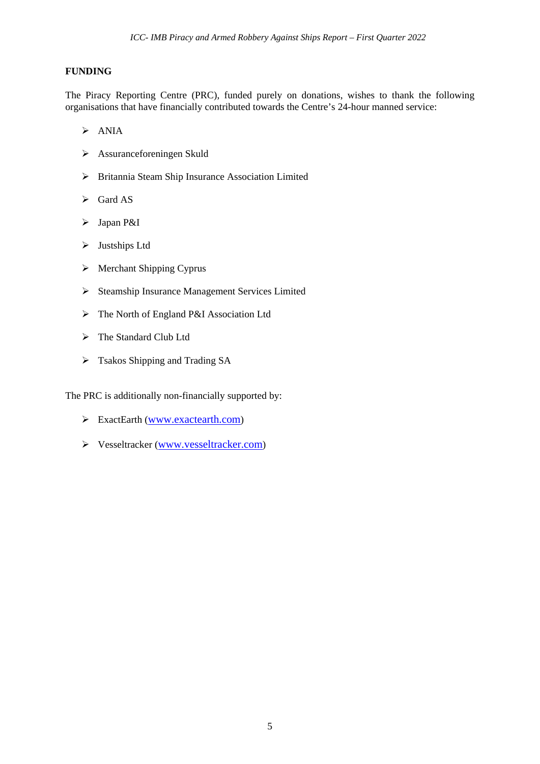## FUNDING

The Piracy Reporting Centre (PRC), funded purely on donations, wishes to thank the following organisations that have financially contributed towards the Centre's 24-hour manned service:

- ANIA
- Assuranceforeningen Skuld
- Britannia Steam Ship Insurance Association Limited
- Gard AS
- Japan P&I
- Justships Ltd
- Merchant Shipping Cyprus
- Steamship Insurance Management Services Limited
- The North of England P&I Association Ltd
- The Standard Club Ltd
- Tsakos Shipping and Trading SA

The PRC is additionally non-financially supported by:

- ExactEarth (www.exactearth.com)
- Vesseltracker (www.vesseltracker.com)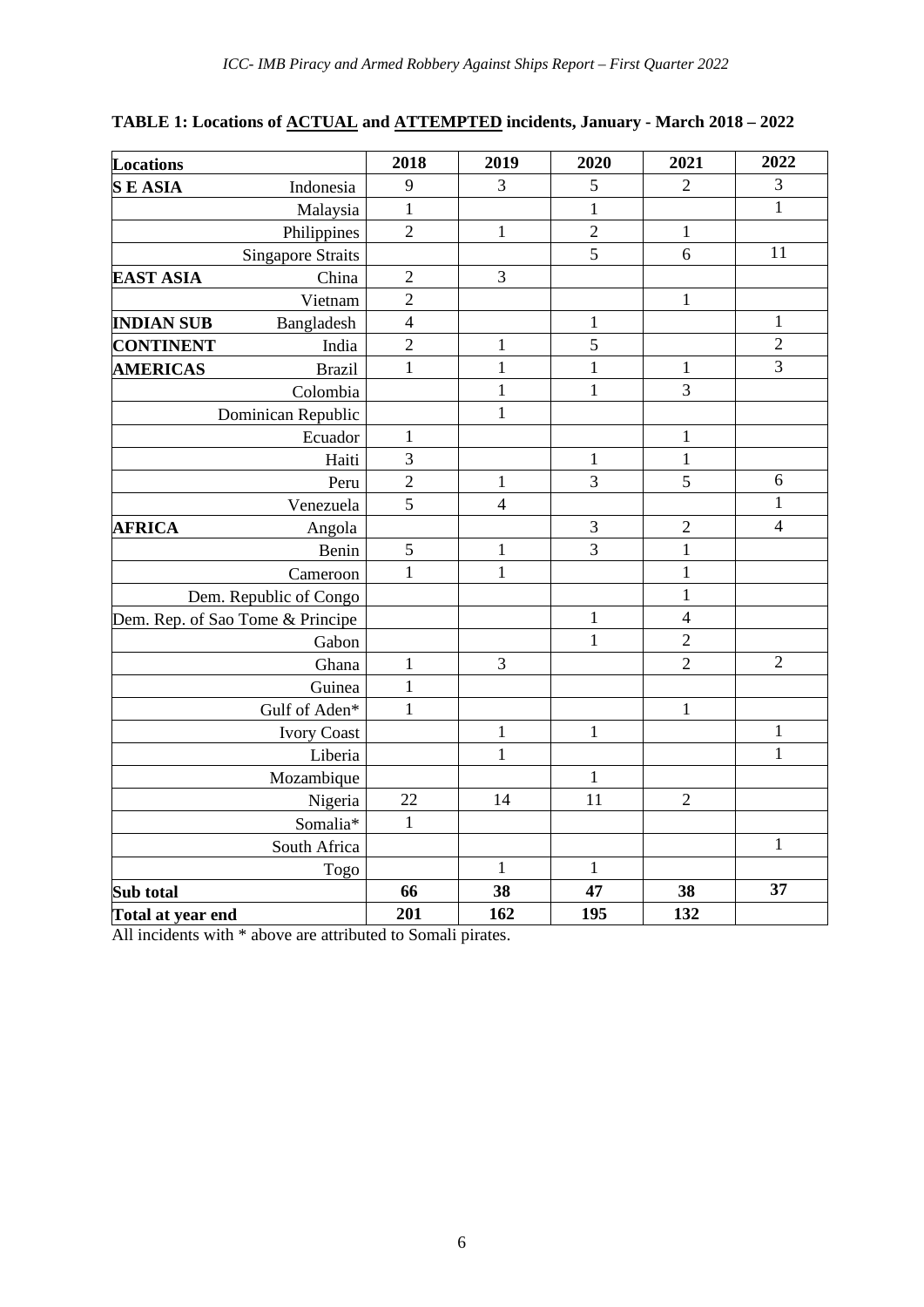**TABLE 1: Locations of ACTUAL and ATTEMPTED incidents, January - March 2018 – 2022**

| Locations | | 2018 | 2019 | 2020 | 2021 | 2022 |
|---|---|---|---|---|---|---|
| **S E ASIA** | Indonesia | 9 | 3 | 5 | 2 | 3 |
| | Malaysia | 1 | | 1 | | 1 |
| | Philippines | 2 | 1 | 2 | 1 | |
| | Singapore Straits | | | 5 | 6 | 11 |
| **EAST ASIA** | China | 2 | 3 | | | |
| | Vietnam | 2 | | | 1 | |
| **INDIAN SUB** | Bangladesh | 4 | | 1 | | 1 |
| **CONTINENT** | India | 2 | 1 | 5 | | 2 |
| **AMERICAS** | Brazil | 1 | 1 | 1 | 1 | 3 |
| | Colombia | | 1 | 1 | 3 | |
| | Dominican Republic | | 1 | | | |
| | Ecuador | 1 | | | 1 | |
| | Haiti | 3 | | 1 | 1 | |
| | Peru | 2 | 1 | 3 | 5 | 6 |
| | Venezuela | 5 | 4 | | | 1 |
| **AFRICA** | Angola | | | 3 | 2 | 4 |
| | Benin | 5 | 1 | 3 | 1 | |
| | Cameroon | 1 | 1 | | 1 | |
| | Dem. Republic of Congo | | | | 1 | |
| | Dem. Rep. of Sao Tome & Principe | | | 1 | 4 | |
| | Gabon | | | 1 | 2 | |
| | Ghana | 1 | 3 | | 2 | 2 |
| | Guinea | 1 | | | | |
| | Gulf of Aden* | 1 | | | 1 | |
| | Ivory Coast | | 1 | 1 | | 1 |
| | Liberia | | 1 | | | 1 |
| | Mozambique | | | 1 | | |
| | Nigeria | 22 | 14 | 11 | 2 | |
| | Somalia* | 1 | | | | |
| | South Africa | | | | | 1 |
| | Togo | | 1 | 1 | | |
| **Sub total** | | **66** | **38** | **47** | **38** | **37** |
| **Total at year end** | | **201** | **162** | **195** | **132** | |

All incidents with * above are attributed to Somali pirates.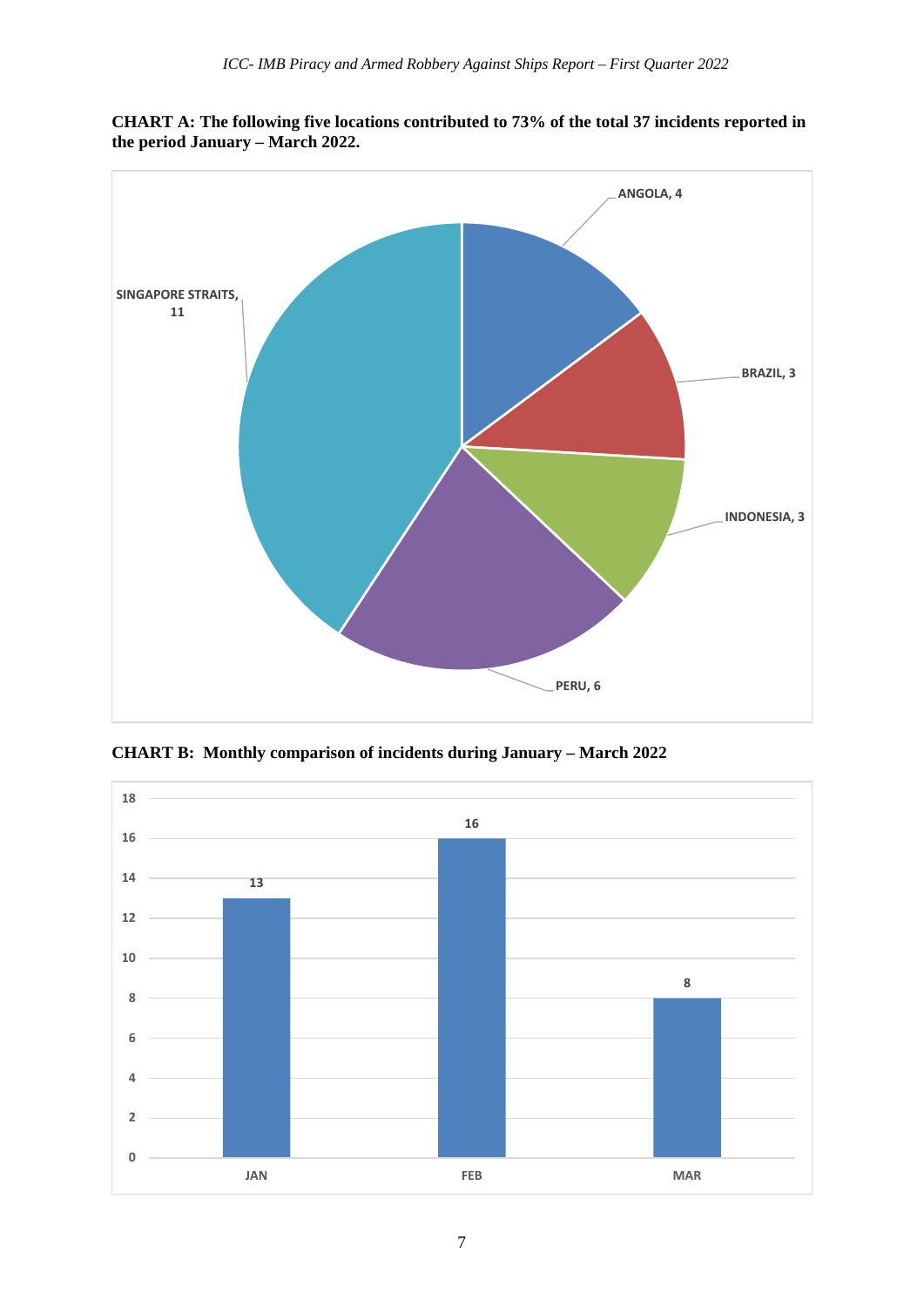**CHART A: The following five locations contributed to 73% of the total 37 incidents reported in the period January – March 2022.**

| Location | Incidents |
|---|---|
| ANGOLA | 4 |
| BRAZIL | 3 |
| INDONESIA | 3 |
| PERU | 6 |
| SINGAPORE STRAITS | 11 |

**CHART B: Monthly comparison of incidents during January – March 2022**

| Month | Incidents |
|---|---|
| JAN | 13 |
| FEB | 16 |
| MAR | 8 |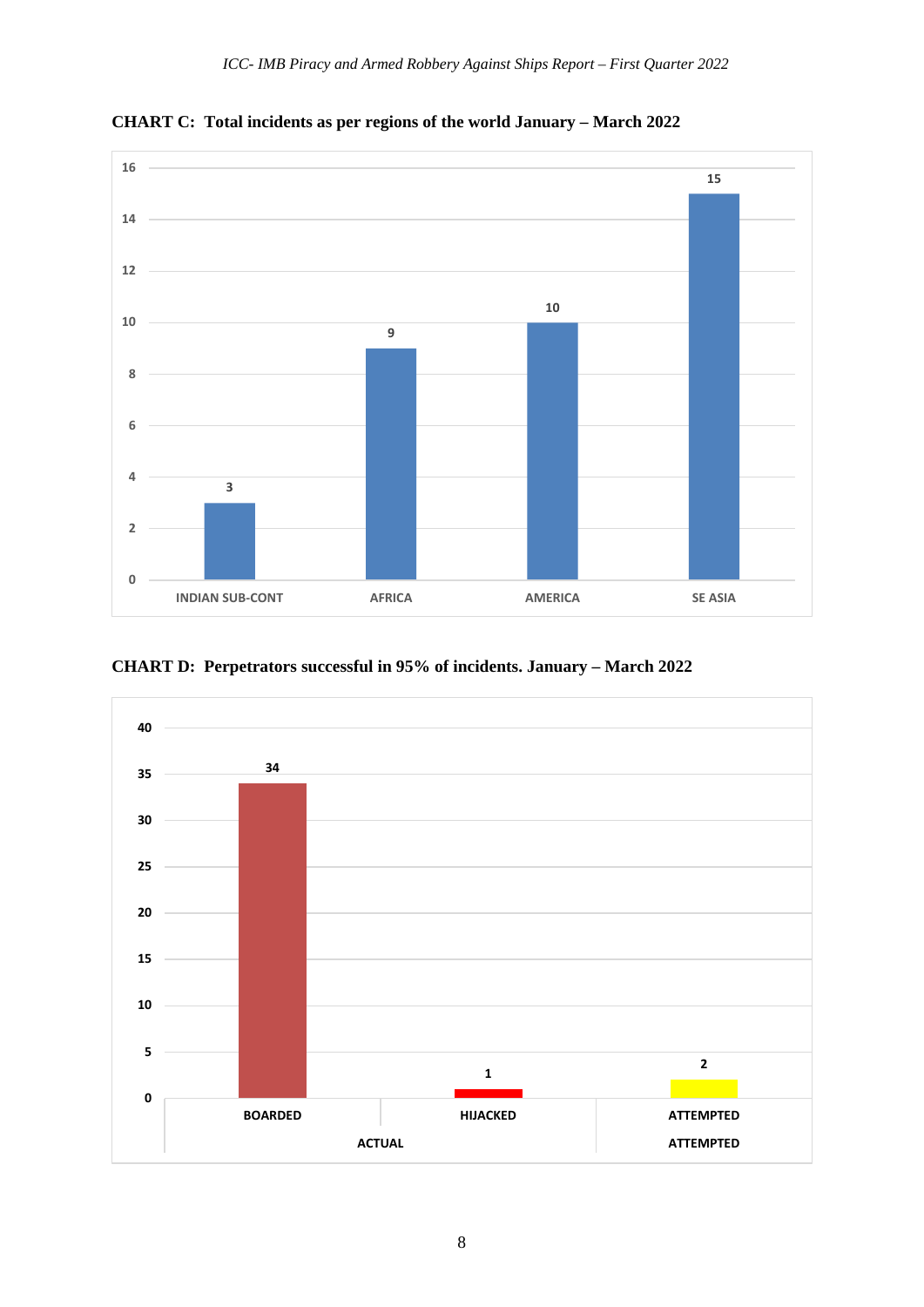**CHART C: Total incidents as per regions of the world January – March 2022**

| Region | Incidents |
|---|---|
| INDIAN SUB-CONT | 3 |
| AFRICA | 9 |
| AMERICA | 10 |
| SE ASIA | 15 |

**CHART D: Perpetrators successful in 95% of incidents. January – March 2022**

| Category | Type | Incidents |
|---|---|---|
| ACTUAL | BOARDED | 34 |
| ACTUAL | HIJACKED | 1 |
| ATTEMPTED | ATTEMPTED | 2 |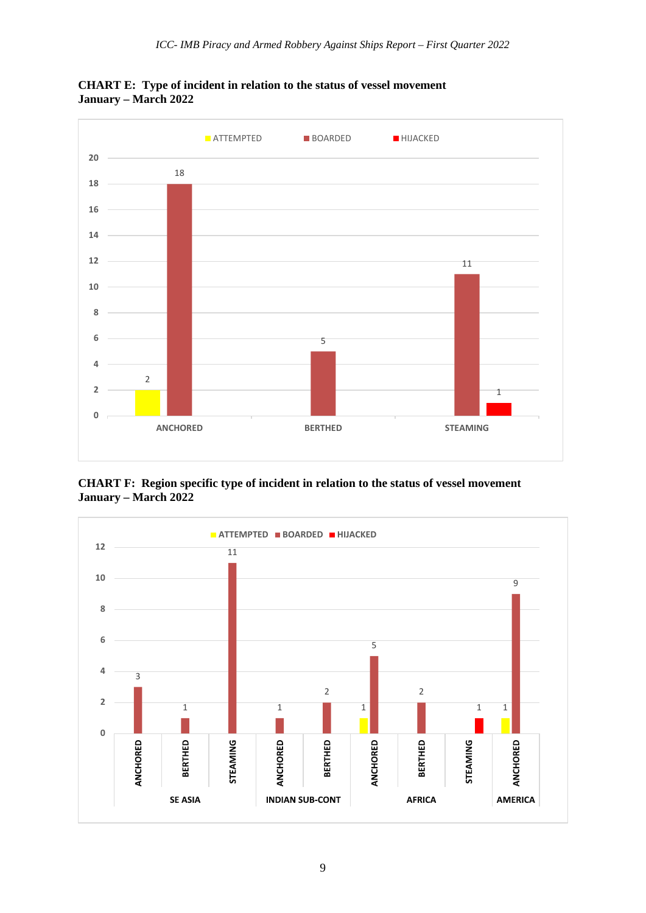**CHART E: Type of incident in relation to the status of vessel movement January – March 2022**

| | ATTEMPTED | BOARDED | HIJACKED |
|---|---|---|---|
| ANCHORED | 2 | 18 | |
| BERTHED | | 5 | |
| STEAMING | | 11 | 1 |

**CHART F: Region specific type of incident in relation to the status of vessel movement January – March 2022**

| Region | Status | ATTEMPTED | BOARDED | HIJACKED |
|---|---|---|---|---|
| SE ASIA | ANCHORED | | 3 | |
| | BERTHED | | 1 | |
| | STEAMING | | 11 | |
| INDIAN SUB-CONT | ANCHORED | | 1 | |
| | BERTHED | | 2 | |
| AFRICA | ANCHORED | 1 | 5 | |
| | BERTHED | | 2 | |
| | STEAMING | | | 1 |
| AMERICA | ANCHORED | 1 | 9 | |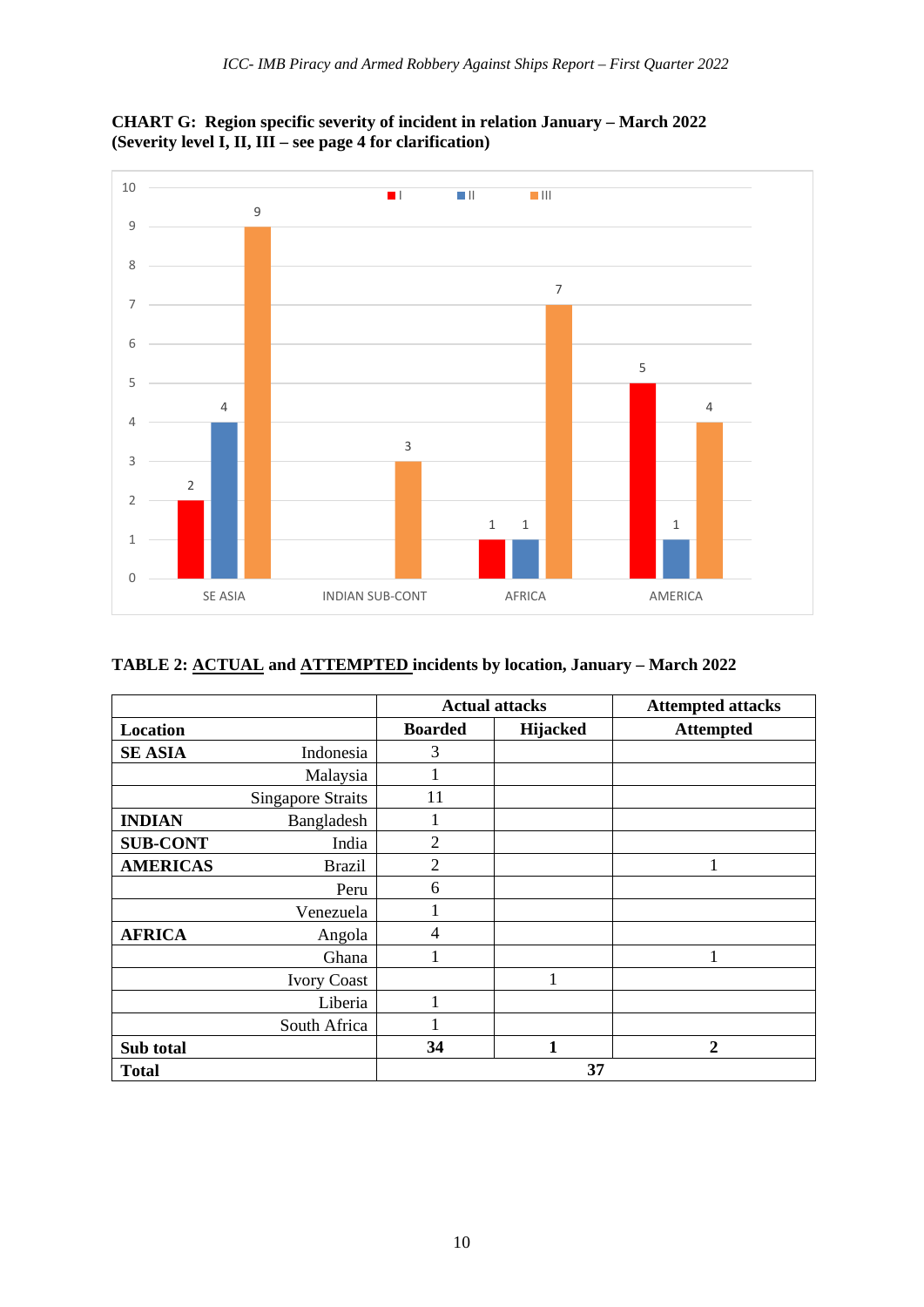**CHART G: Region specific severity of incident in relation January – March 2022 (Severity level I, II, III – see page 4 for clarification)**

| | I | II | III |
|---|---|---|---|
| SE ASIA | 2 | 4 | 9 |
| INDIAN SUB-CONT | | | 3 |
| AFRICA | 1 | 1 | 7 |
| AMERICA | 5 | 1 | 4 |

**TABLE 2: <u>ACTUAL</u> and <u>ATTEMPTED</u> incidents by location, January – March 2022**

| | | Actual attacks | | Attempted attacks |
|---|---|---|---|---|
| **Location** | | **Boarded** | **Hijacked** | **Attempted** |
| **SE ASIA** | Indonesia | 3 | | |
| | Malaysia | 1 | | |
| | Singapore Straits | 11 | | |
| **INDIAN** | Bangladesh | 1 | | |
| **SUB-CONT** | India | 2 | | |
| **AMERICAS** | Brazil | 2 | | 1 |
| | Peru | 6 | | |
| | Venezuela | 1 | | |
| **AFRICA** | Angola | 4 | | |
| | Ghana | 1 | | 1 |
| | Ivory Coast | | 1 | |
| | Liberia | 1 | | |
| | South Africa | 1 | | |
| **Sub total** | | **34** | **1** | **2** |
| **Total** | | **37** | | |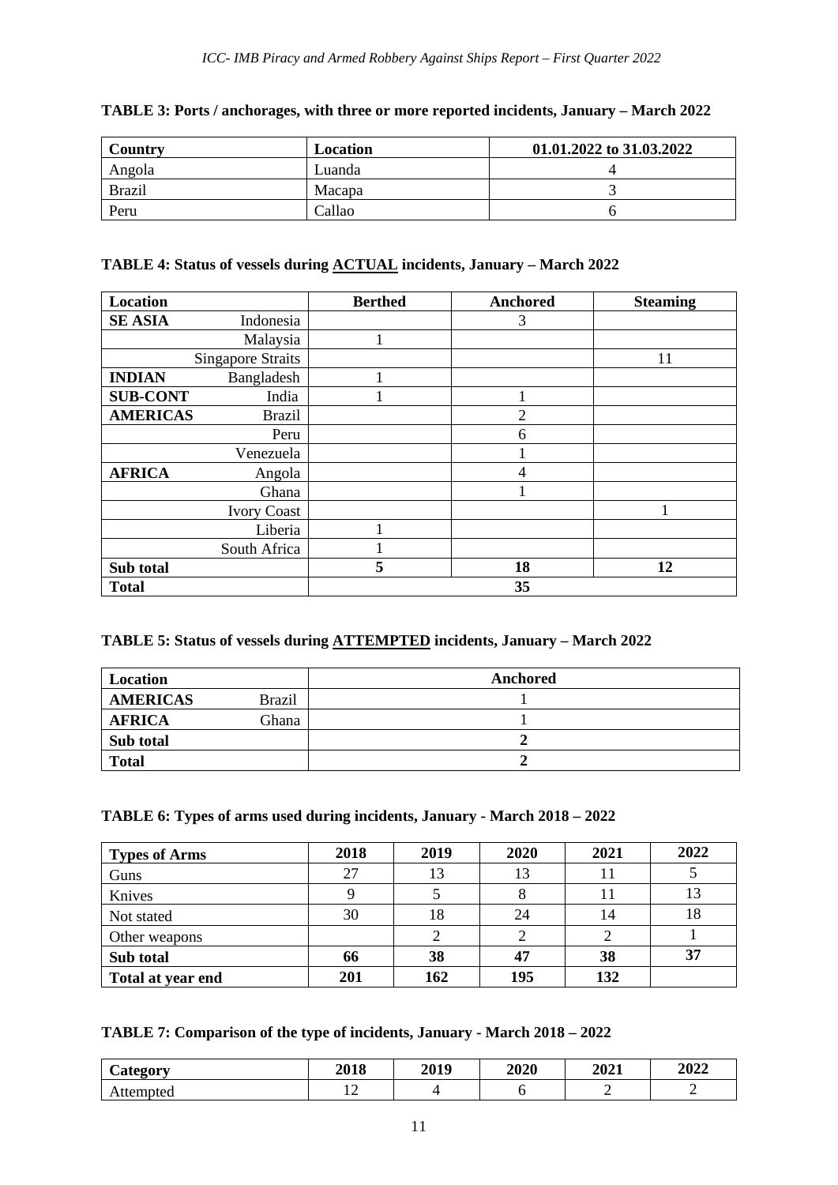**TABLE 3: Ports / anchorages, with three or more reported incidents, January – March 2022**

| Country | Location | 01.01.2022 to 31.03.2022 |
|---|---|---|
| Angola | Luanda | 4 |
| Brazil | Macapa | 3 |
| Peru | Callao | 6 |

**TABLE 4: Status of vessels during ACTUAL incidents, January – March 2022**

| Location | | Berthed | Anchored | Steaming |
|---|---|---|---|---|
| **SE ASIA** | Indonesia | | 3 | |
| | Malaysia | 1 | | |
| | Singapore Straits | | | 11 |
| **INDIAN** | Bangladesh | 1 | | |
| **SUB-CONT** | India | 1 | 1 | |
| **AMERICAS** | Brazil | | 2 | |
| | Peru | | 6 | |
| | Venezuela | | 1 | |
| **AFRICA** | Angola | | 4 | |
| | Ghana | | 1 | |
| | Ivory Coast | | | 1 |
| | Liberia | 1 | | |
| | South Africa | 1 | | |
| **Sub total** | | **5** | **18** | **12** |
| **Total** | | | **35** | |

**TABLE 5: Status of vessels during ATTEMPTED incidents, January – March 2022**

| Location | | Anchored |
|---|---|---|
| **AMERICAS** | Brazil | 1 |
| **AFRICA** | Ghana | 1 |
| **Sub total** | | **2** |
| **Total** | | **2** |

**TABLE 6: Types of arms used during incidents, January - March 2018 – 2022**

| Types of Arms | 2018 | 2019 | 2020 | 2021 | 2022 |
|---|---|---|---|---|---|
| Guns | 27 | 13 | 13 | 11 | 5 |
| Knives | 9 | 5 | 8 | 11 | 13 |
| Not stated | 30 | 18 | 24 | 14 | 18 |
| Other weapons | | 2 | 2 | 2 | 1 |
| **Sub total** | **66** | **38** | **47** | **38** | **37** |
| **Total at year end** | **201** | **162** | **195** | **132** | |

**TABLE 7: Comparison of the type of incidents, January - March 2018 – 2022**

| Category | 2018 | 2019 | 2020 | 2021 | 2022 |
|---|---|---|---|---|---|
| Attempted | 12 | 4 | 6 | 2 | 2 |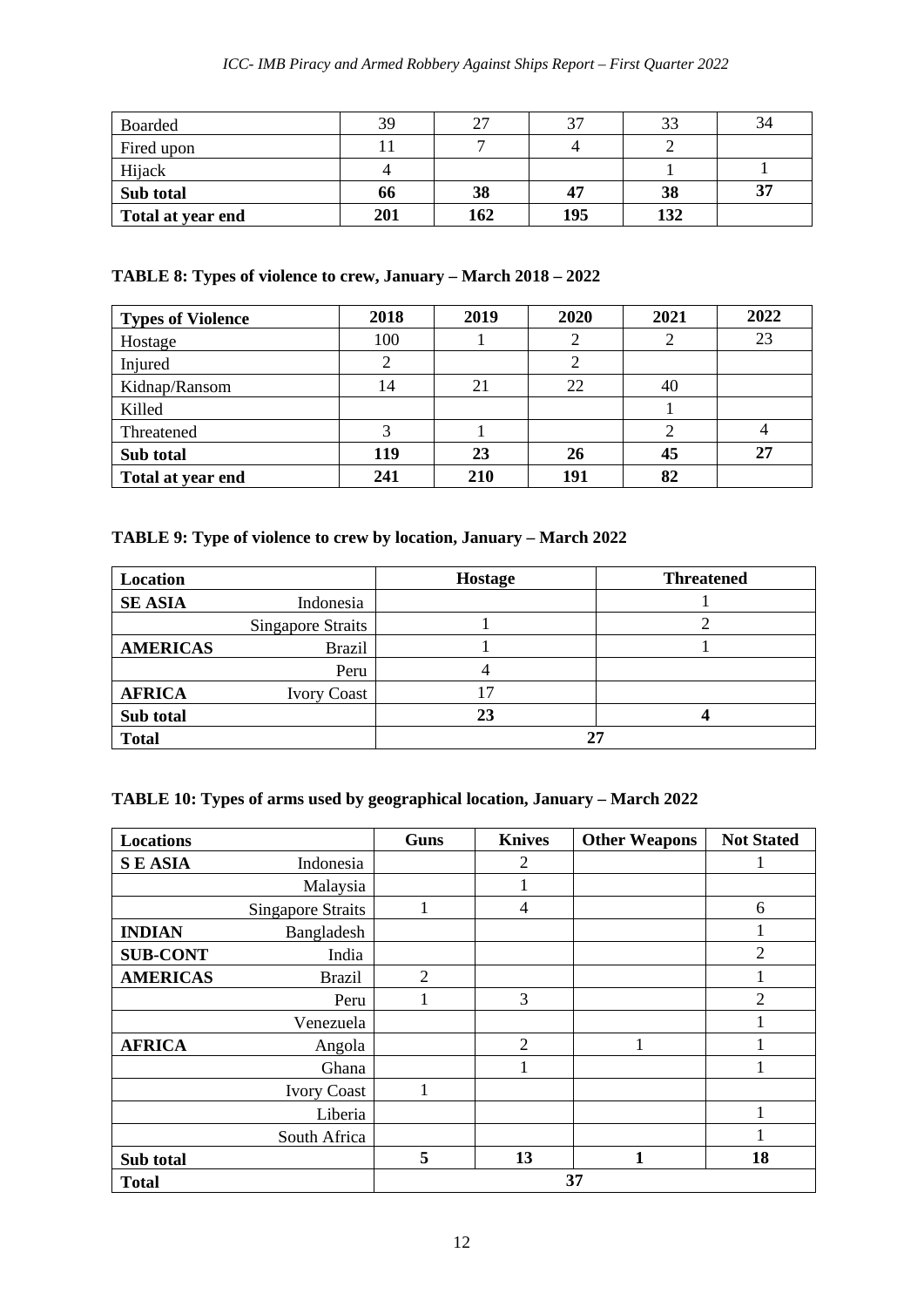| Boarded | 39 | 27 | 37 | 33 | 34 |
|---|---|---|---|---|---|
| Fired upon | 11 | 7 | 4 | 2 | |
| Hijack | 4 | | | 1 | 1 |
| **Sub total** | **66** | **38** | **47** | **38** | **37** |
| **Total at year end** | **201** | **162** | **195** | **132** | |

**TABLE 8: Types of violence to crew, January – March 2018 – 2022**

| Types of Violence | 2018 | 2019 | 2020 | 2021 | 2022 |
|---|---|---|---|---|---|
| Hostage | 100 | 1 | 2 | 2 | 23 |
| Injured | 2 | | 2 | | |
| Kidnap/Ransom | 14 | 21 | 22 | 40 | |
| Killed | | | | 1 | |
| Threatened | 3 | 1 | | 2 | 4 |
| **Sub total** | **119** | **23** | **26** | **45** | **27** |
| **Total at year end** | **241** | **210** | **191** | **82** | |

**TABLE 9: Type of violence to crew by location, January – March 2022**

| Location | | Hostage | Threatened |
|---|---|---|---|
| **SE ASIA** | Indonesia | | 1 |
| | Singapore Straits | 1 | 2 |
| **AMERICAS** | Brazil | 1 | 1 |
| | Peru | 4 | |
| **AFRICA** | Ivory Coast | 17 | |
| **Sub total** | | **23** | **4** |
| **Total** | | **27** | |

**TABLE 10: Types of arms used by geographical location, January – March 2022**

| Locations | | Guns | Knives | Other Weapons | Not Stated |
|---|---|---|---|---|---|
| **S E ASIA** | Indonesia | | 2 | | 1 |
| | Malaysia | | 1 | | |
| | Singapore Straits | 1 | 4 | | 6 |
| **INDIAN** | Bangladesh | | | | 1 |
| **SUB-CONT** | India | | | | 2 |
| **AMERICAS** | Brazil | 2 | | | 1 |
| | Peru | 1 | 3 | | 2 |
| | Venezuela | | | | 1 |
| **AFRICA** | Angola | | 2 | 1 | 1 |
| | Ghana | | 1 | | 1 |
| | Ivory Coast | 1 | | | |
| | Liberia | | | | 1 |
| | South Africa | | | | 1 |
| **Sub total** | | **5** | **13** | **1** | **18** |
| **Total** | | **37** | | | |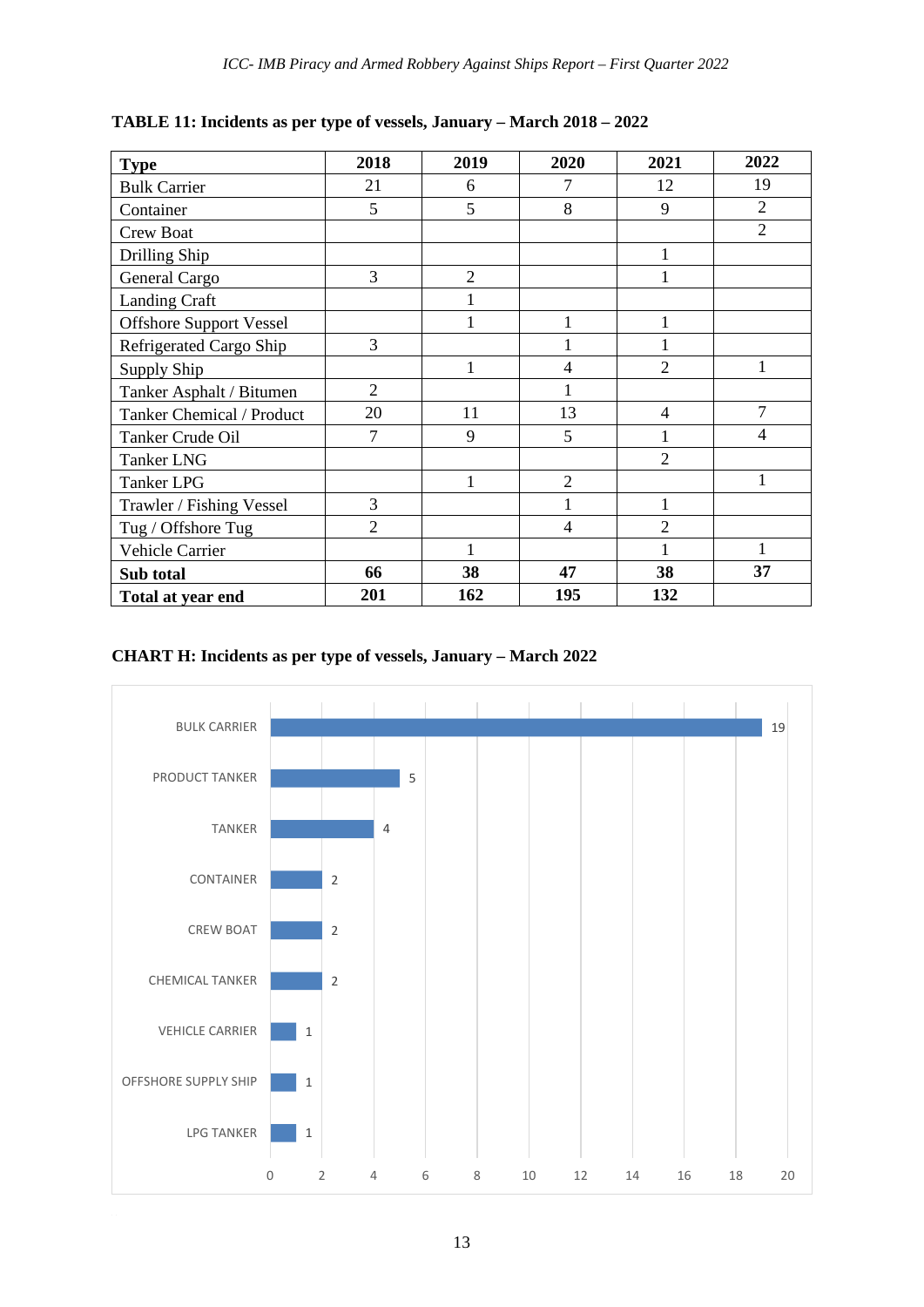**TABLE 11: Incidents as per type of vessels, January – March 2018 – 2022**

| Type | 2018 | 2019 | 2020 | 2021 | 2022 |
|---|---|---|---|---|---|
| Bulk Carrier | 21 | 6 | 7 | 12 | 19 |
| Container | 5 | 5 | 8 | 9 | 2 |
| Crew Boat | | | | | 2 |
| Drilling Ship | | | | 1 | |
| General Cargo | 3 | 2 | | 1 | |
| Landing Craft | | 1 | | | |
| Offshore Support Vessel | | 1 | 1 | 1 | |
| Refrigerated Cargo Ship | 3 | | 1 | 1 | |
| Supply Ship | | 1 | 4 | 2 | 1 |
| Tanker Asphalt / Bitumen | 2 | | 1 | | |
| Tanker Chemical / Product | 20 | 11 | 13 | 4 | 7 |
| Tanker Crude Oil | 7 | 9 | 5 | 1 | 4 |
| Tanker LNG | | | | 2 | |
| Tanker LPG | | 1 | 2 | | 1 |
| Trawler / Fishing Vessel | 3 | | 1 | 1 | |
| Tug / Offshore Tug | 2 | | 4 | 2 | |
| Vehicle Carrier | | 1 | | 1 | 1 |
| **Sub total** | **66** | **38** | **47** | **38** | **37** |
| **Total at year end** | **201** | **162** | **195** | **132** | |

**CHART H: Incidents as per type of vessels, January – March 2022**

| Vessel type | Incidents |
|---|---|
| BULK CARRIER | 19 |
| PRODUCT TANKER | 5 |
| TANKER | 4 |
| CONTAINER | 2 |
| CREW BOAT | 2 |
| CHEMICAL TANKER | 2 |
| VEHICLE CARRIER | 1 |
| OFFSHORE SUPPLY SHIP | 1 |
| LPG TANKER | 1 |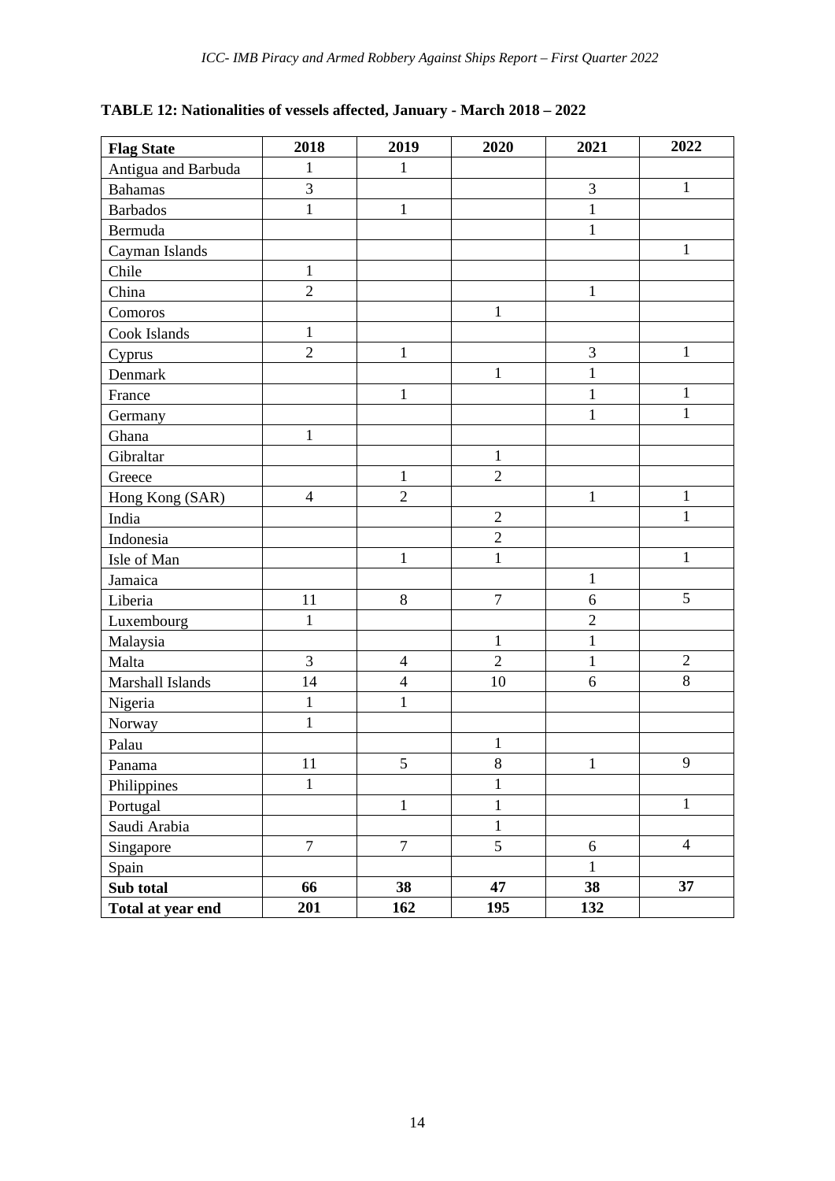**TABLE 12: Nationalities of vessels affected, January - March 2018 – 2022**

| Flag State | 2018 | 2019 | 2020 | 2021 | 2022 |
|---|---|---|---|---|---|
| Antigua and Barbuda | 1 | 1 | | | |
| Bahamas | 3 | | | 3 | 1 |
| Barbados | 1 | 1 | | 1 | |
| Bermuda | | | | 1 | |
| Cayman Islands | | | | | 1 |
| Chile | 1 | | | | |
| China | 2 | | | 1 | |
| Comoros | | | 1 | | |
| Cook Islands | 1 | | | | |
| Cyprus | 2 | 1 | | 3 | 1 |
| Denmark | | | 1 | 1 | |
| France | | 1 | | 1 | 1 |
| Germany | | | | 1 | 1 |
| Ghana | 1 | | | | |
| Gibraltar | | | 1 | | |
| Greece | | 1 | 2 | | |
| Hong Kong (SAR) | 4 | 2 | | 1 | 1 |
| India | | | 2 | | 1 |
| Indonesia | | | 2 | | |
| Isle of Man | | 1 | 1 | | 1 |
| Jamaica | | | | 1 | |
| Liberia | 11 | 8 | 7 | 6 | 5 |
| Luxembourg | 1 | | | 2 | |
| Malaysia | | | 1 | 1 | |
| Malta | 3 | 4 | 2 | 1 | 2 |
| Marshall Islands | 14 | 4 | 10 | 6 | 8 |
| Nigeria | 1 | 1 | | | |
| Norway | 1 | | | | |
| Palau | | | 1 | | |
| Panama | 11 | 5 | 8 | 1 | 9 |
| Philippines | 1 | | 1 | | |
| Portugal | | 1 | 1 | | 1 |
| Saudi Arabia | | | 1 | | |
| Singapore | 7 | 7 | 5 | 6 | 4 |
| Spain | | | | 1 | |
| **Sub total** | **66** | **38** | **47** | **38** | **37** |
| **Total at year end** | **201** | **162** | **195** | **132** | |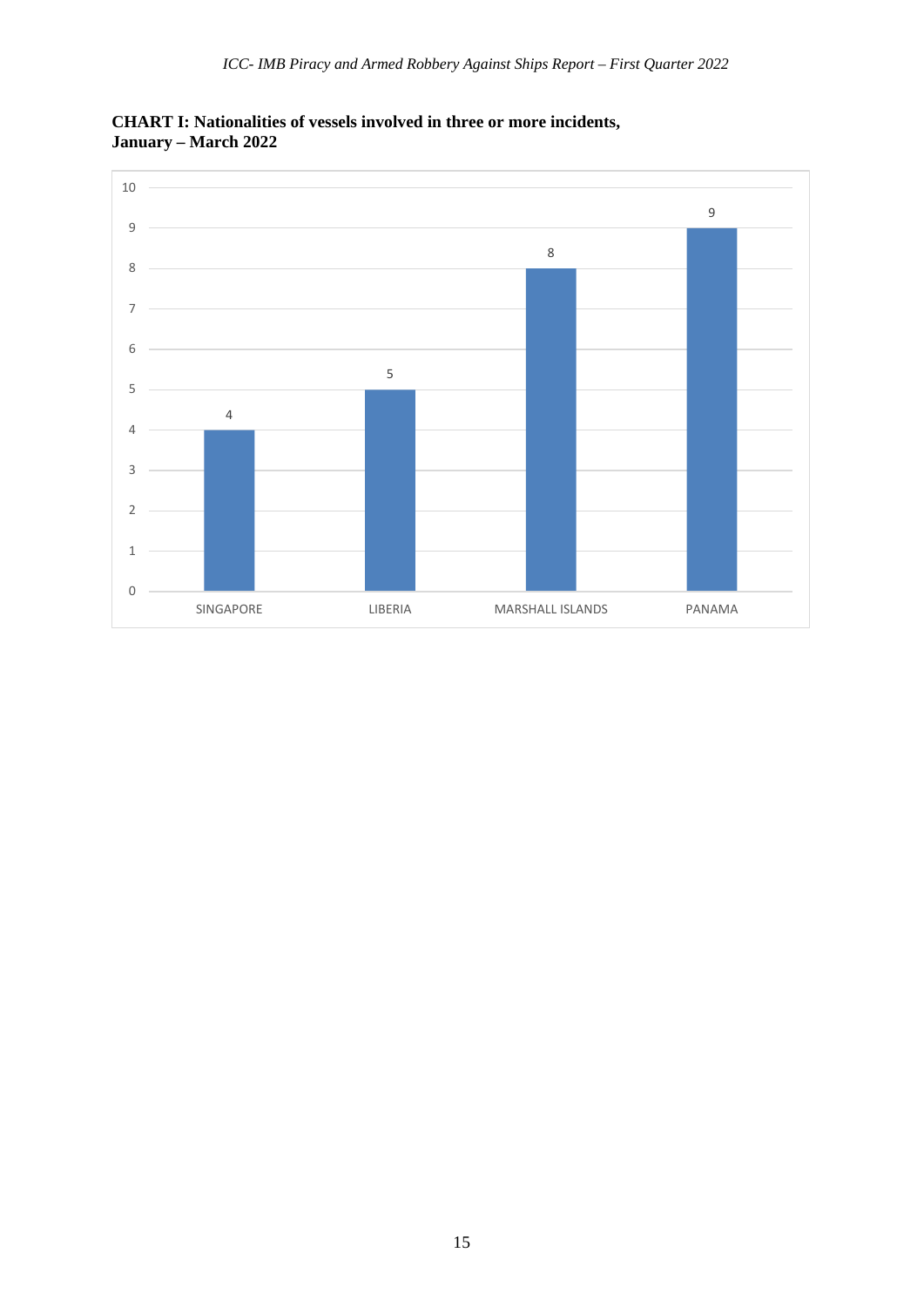**CHART I: Nationalities of vessels involved in three or more incidents, January – March 2022**

| Nationality | Incidents |
|---|---|
| SINGAPORE | 4 |
| LIBERIA | 5 |
| MARSHALL ISLANDS | 8 |
| PANAMA | 9 |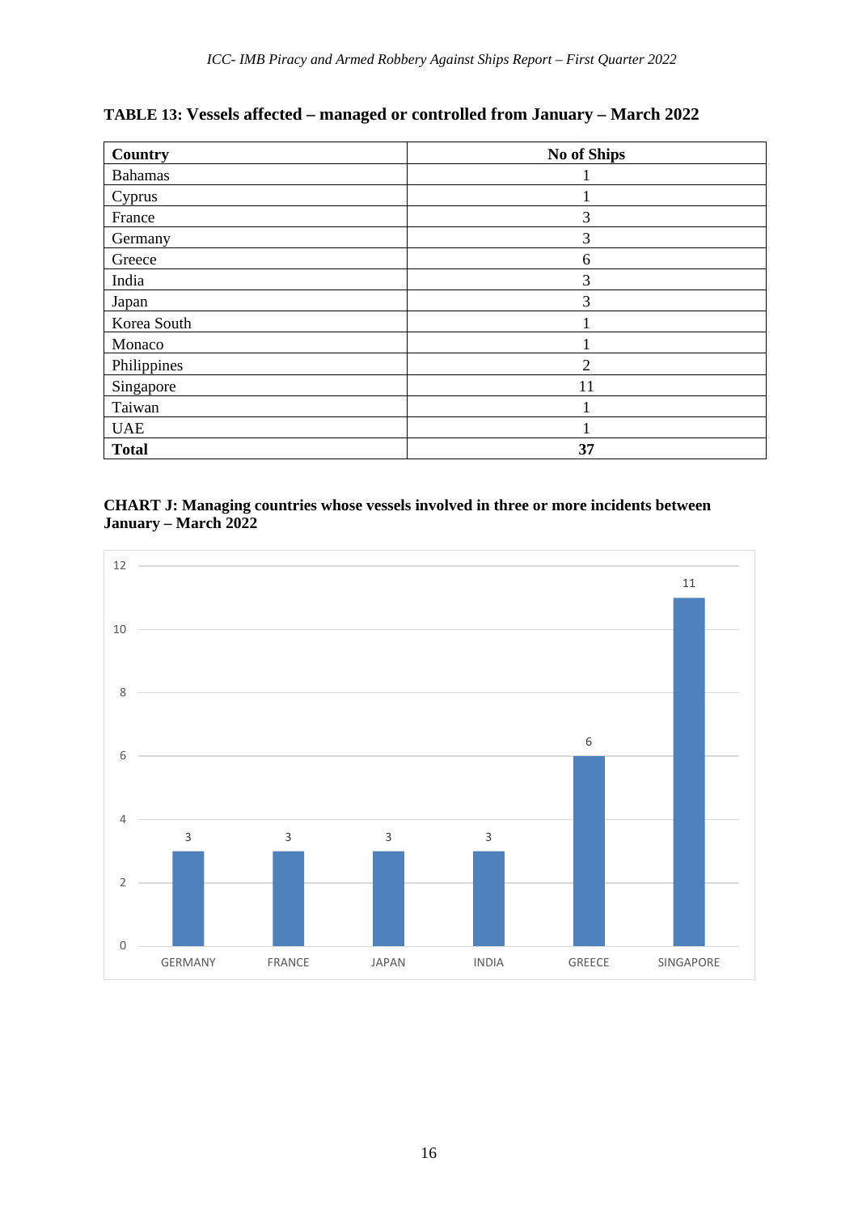**TABLE 13: Vessels affected – managed or controlled from January – March 2022**

| Country | No of Ships |
|---|---|
| Bahamas | 1 |
| Cyprus | 1 |
| France | 3 |
| Germany | 3 |
| Greece | 6 |
| India | 3 |
| Japan | 3 |
| Korea South | 1 |
| Monaco | 1 |
| Philippines | 2 |
| Singapore | 11 |
| Taiwan | 1 |
| UAE | 1 |
| **Total** | **37** |

**CHART J: Managing countries whose vessels involved in three or more incidents between January – March 2022**

| Country | Number |
|---|---|
| GERMANY | 3 |
| FRANCE | 3 |
| JAPAN | 3 |
| INDIA | 3 |
| GREECE | 6 |
| SINGAPORE | 11 |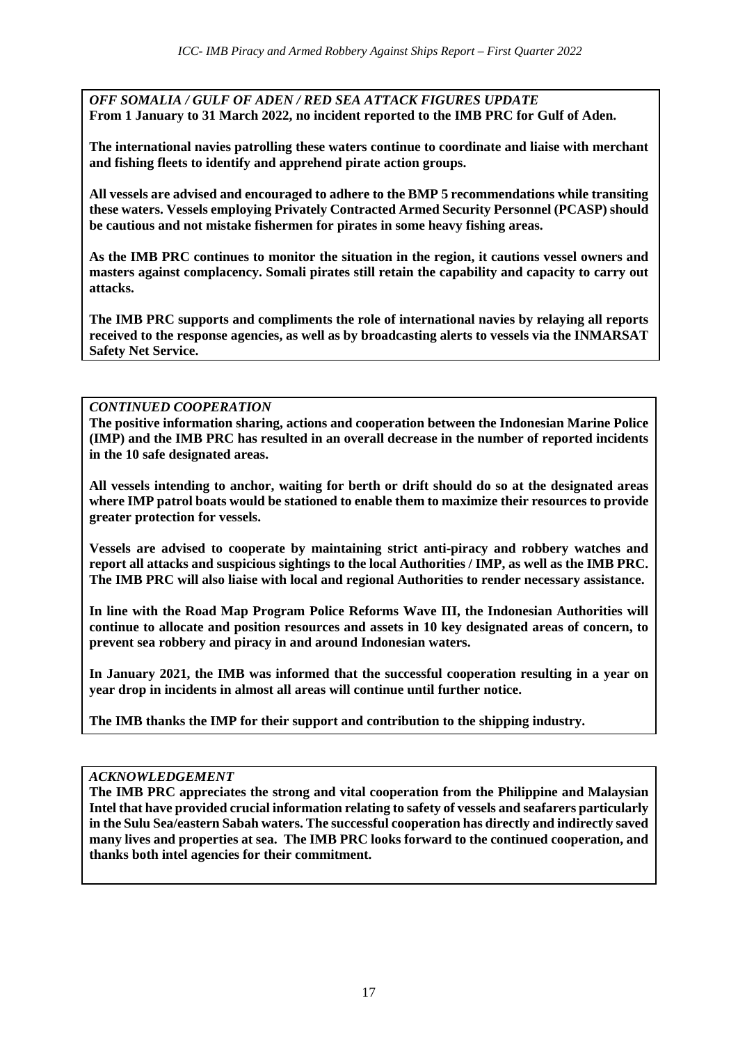*OFF SOMALIA / GULF OF ADEN / RED SEA ATTACK FIGURES UPDATE*
**From 1 January to 31 March 2022, no incident reported to the IMB PRC for Gulf of Aden.**

**The international navies patrolling these waters continue to coordinate and liaise with merchant and fishing fleets to identify and apprehend pirate action groups.**

**All vessels are advised and encouraged to adhere to the BMP 5 recommendations while transiting these waters. Vessels employing Privately Contracted Armed Security Personnel (PCASP) should be cautious and not mistake fishermen for pirates in some heavy fishing areas.**

**As the IMB PRC continues to monitor the situation in the region, it cautions vessel owners and masters against complacency. Somali pirates still retain the capability and capacity to carry out attacks.**

**The IMB PRC supports and compliments the role of international navies by relaying all reports received to the response agencies, as well as by broadcasting alerts to vessels via the INMARSAT Safety Net Service.**

*CONTINUED COOPERATION*
**The positive information sharing, actions and cooperation between the Indonesian Marine Police (IMP) and the IMB PRC has resulted in an overall decrease in the number of reported incidents in the 10 safe designated areas.**

**All vessels intending to anchor, waiting for berth or drift should do so at the designated areas where IMP patrol boats would be stationed to enable them to maximize their resources to provide greater protection for vessels.**

**Vessels are advised to cooperate by maintaining strict anti-piracy and robbery watches and report all attacks and suspicious sightings to the local Authorities / IMP, as well as the IMB PRC. The IMB PRC will also liaise with local and regional Authorities to render necessary assistance.**

**In line with the Road Map Program Police Reforms Wave III, the Indonesian Authorities will continue to allocate and position resources and assets in 10 key designated areas of concern, to prevent sea robbery and piracy in and around Indonesian waters.**

**In January 2021, the IMB was informed that the successful cooperation resulting in a year on year drop in incidents in almost all areas will continue until further notice.**

**The IMB thanks the IMP for their support and contribution to the shipping industry.**

*ACKNOWLEDGEMENT*
**The IMB PRC appreciates the strong and vital cooperation from the Philippine and Malaysian Intel that have provided crucial information relating to safety of vessels and seafarers particularly in the Sulu Sea/eastern Sabah waters. The successful cooperation has directly and indirectly saved many lives and properties at sea. The IMB PRC looks forward to the continued cooperation, and thanks both intel agencies for their commitment.**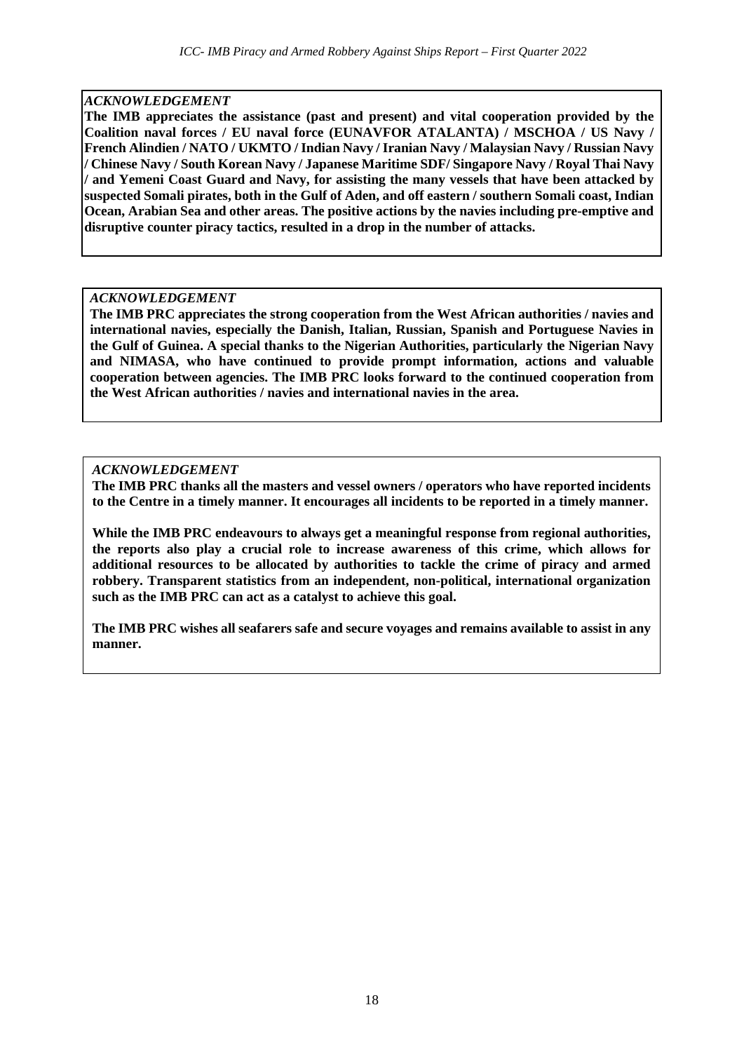*ACKNOWLEDGEMENT*

**The IMB appreciates the assistance (past and present) and vital cooperation provided by the Coalition naval forces / EU naval force (EUNAVFOR ATALANTA) / MSCHOA / US Navy / French Alindien / NATO / UKMTO / Indian Navy / Iranian Navy / Malaysian Navy / Russian Navy / Chinese Navy / South Korean Navy / Japanese Maritime SDF/ Singapore Navy / Royal Thai Navy / and Yemeni Coast Guard and Navy, for assisting the many vessels that have been attacked by suspected Somali pirates, both in the Gulf of Aden, and off eastern / southern Somali coast, Indian Ocean, Arabian Sea and other areas. The positive actions by the navies including pre-emptive and disruptive counter piracy tactics, resulted in a drop in the number of attacks.**

*ACKNOWLEDGEMENT*

**The IMB PRC appreciates the strong cooperation from the West African authorities / navies and international navies, especially the Danish, Italian, Russian, Spanish and Portuguese Navies in the Gulf of Guinea. A special thanks to the Nigerian Authorities, particularly the Nigerian Navy and NIMASA, who have continued to provide prompt information, actions and valuable cooperation between agencies. The IMB PRC looks forward to the continued cooperation from the West African authorities / navies and international navies in the area.**

*ACKNOWLEDGEMENT*

**The IMB PRC thanks all the masters and vessel owners / operators who have reported incidents to the Centre in a timely manner. It encourages all incidents to be reported in a timely manner.**

**While the IMB PRC endeavours to always get a meaningful response from regional authorities, the reports also play a crucial role to increase awareness of this crime, which allows for additional resources to be allocated by authorities to tackle the crime of piracy and armed robbery. Transparent statistics from an independent, non-political, international organization such as the IMB PRC can act as a catalyst to achieve this goal.**

**The IMB PRC wishes all seafarers safe and secure voyages and remains available to assist in any manner.**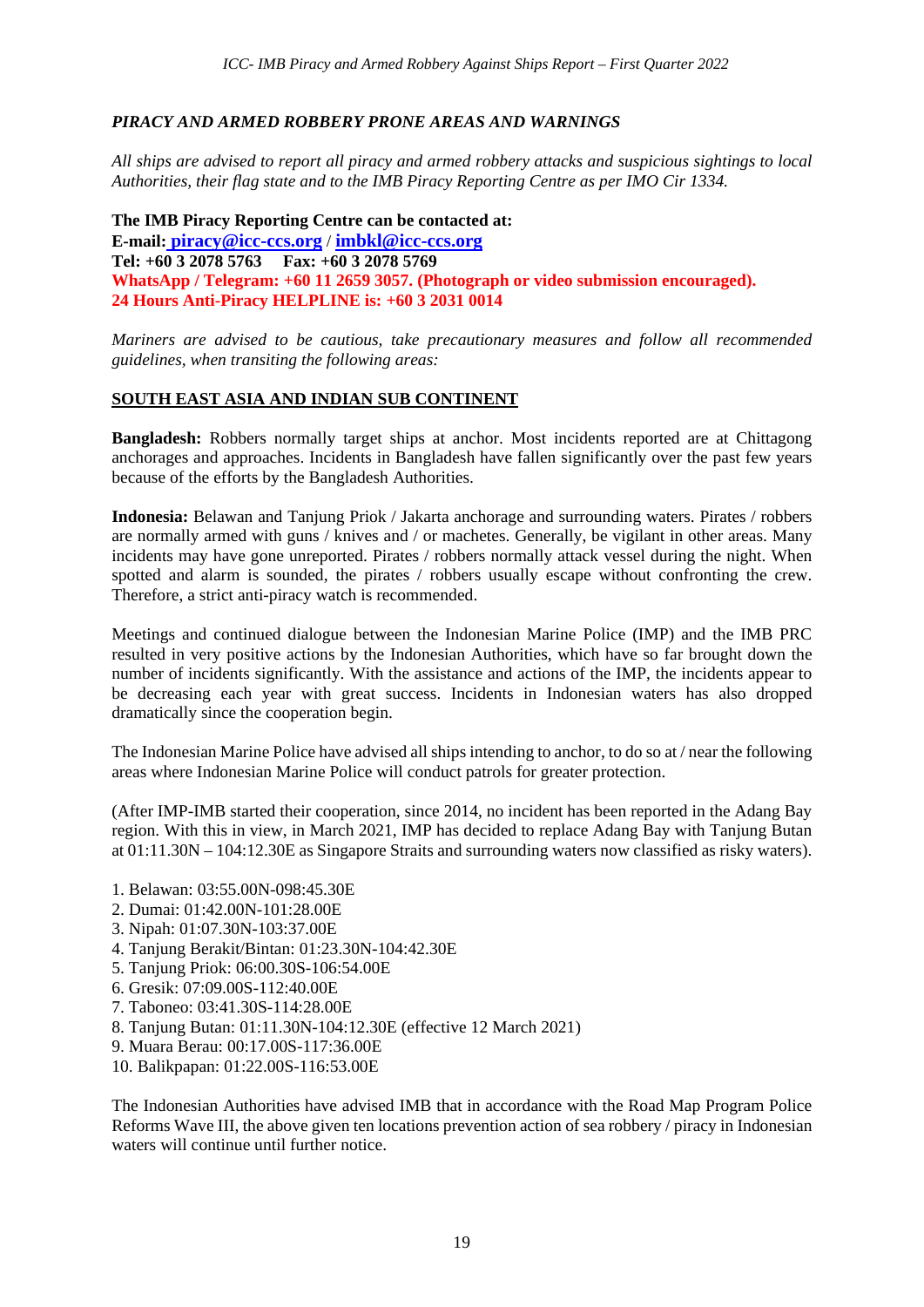## *PIRACY AND ARMED ROBBERY PRONE AREAS AND WARNINGS*

*All ships are advised to report all piracy and armed robbery attacks and suspicious sightings to local Authorities, their flag state and to the IMB Piracy Reporting Centre as per IMO Cir 1334.*

**The IMB Piracy Reporting Centre can be contacted at:**
**E-mail: piracy@icc-ccs.org / imbkl@icc-ccs.org**
**Tel: +60 3 2078 5763 Fax: +60 3 2078 5769**
**WhatsApp / Telegram: +60 11 2659 3057. (Photograph or video submission encouraged).**
**24 Hours Anti-Piracy HELPLINE is: +60 3 2031 0014**

*Mariners are advised to be cautious, take precautionary measures and follow all recommended guidelines, when transiting the following areas:*

### SOUTH EAST ASIA AND INDIAN SUB CONTINENT

**Bangladesh:** Robbers normally target ships at anchor. Most incidents reported are at Chittagong anchorages and approaches. Incidents in Bangladesh have fallen significantly over the past few years because of the efforts by the Bangladesh Authorities.

**Indonesia:** Belawan and Tanjung Priok / Jakarta anchorage and surrounding waters. Pirates / robbers are normally armed with guns / knives and / or machetes. Generally, be vigilant in other areas. Many incidents may have gone unreported. Pirates / robbers normally attack vessel during the night. When spotted and alarm is sounded, the pirates / robbers usually escape without confronting the crew. Therefore, a strict anti-piracy watch is recommended.

Meetings and continued dialogue between the Indonesian Marine Police (IMP) and the IMB PRC resulted in very positive actions by the Indonesian Authorities, which have so far brought down the number of incidents significantly. With the assistance and actions of the IMP, the incidents appear to be decreasing each year with great success. Incidents in Indonesian waters has also dropped dramatically since the cooperation begin.

The Indonesian Marine Police have advised all ships intending to anchor, to do so at / near the following areas where Indonesian Marine Police will conduct patrols for greater protection.

(After IMP-IMB started their cooperation, since 2014, no incident has been reported in the Adang Bay region. With this in view, in March 2021, IMP has decided to replace Adang Bay with Tanjung Butan at 01:11.30N – 104:12.30E as Singapore Straits and surrounding waters now classified as risky waters).

1. Belawan: 03:55.00N-098:45.30E
2. Dumai: 01:42.00N-101:28.00E
3. Nipah: 01:07.30N-103:37.00E
4. Tanjung Berakit/Bintan: 01:23.30N-104:42.30E
5. Tanjung Priok: 06:00.30S-106:54.00E
6. Gresik: 07:09.00S-112:40.00E
7. Taboneo: 03:41.30S-114:28.00E
8. Tanjung Butan: 01:11.30N-104:12.30E (effective 12 March 2021)
9. Muara Berau: 00:17.00S-117:36.00E
10. Balikpapan: 01:22.00S-116:53.00E

The Indonesian Authorities have advised IMB that in accordance with the Road Map Program Police Reforms Wave III, the above given ten locations prevention action of sea robbery / piracy in Indonesian waters will continue until further notice.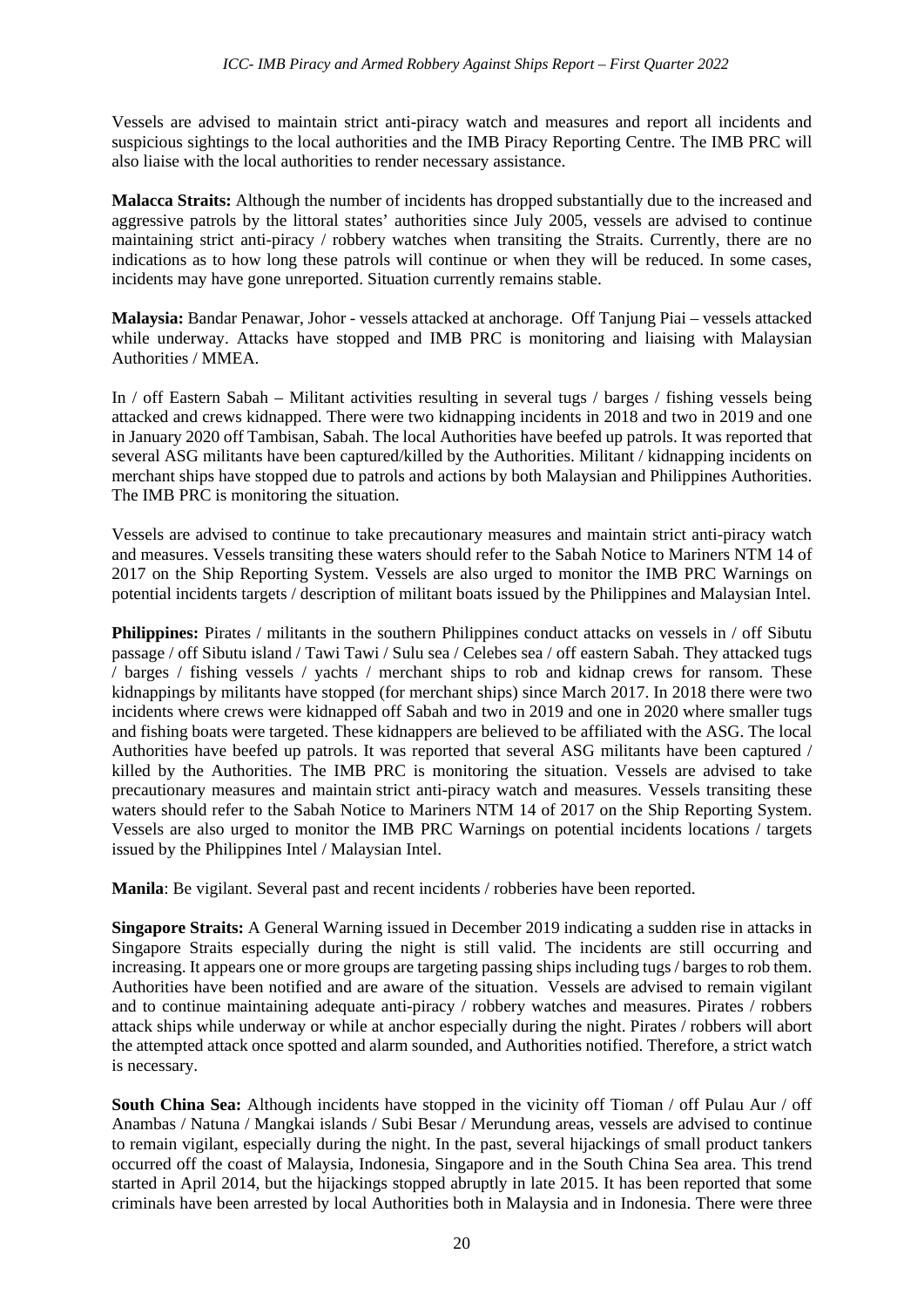Vessels are advised to maintain strict anti-piracy watch and measures and report all incidents and suspicious sightings to the local authorities and the IMB Piracy Reporting Centre. The IMB PRC will also liaise with the local authorities to render necessary assistance.

**Malacca Straits:** Although the number of incidents has dropped substantially due to the increased and aggressive patrols by the littoral states' authorities since July 2005, vessels are advised to continue maintaining strict anti-piracy / robbery watches when transiting the Straits. Currently, there are no indications as to how long these patrols will continue or when they will be reduced. In some cases, incidents may have gone unreported. Situation currently remains stable.

**Malaysia:** Bandar Penawar, Johor - vessels attacked at anchorage. Off Tanjung Piai – vessels attacked while underway. Attacks have stopped and IMB PRC is monitoring and liaising with Malaysian Authorities / MMEA.

In / off Eastern Sabah – Militant activities resulting in several tugs / barges / fishing vessels being attacked and crews kidnapped. There were two kidnapping incidents in 2018 and two in 2019 and one in January 2020 off Tambisan, Sabah. The local Authorities have beefed up patrols. It was reported that several ASG militants have been captured/killed by the Authorities. Militant / kidnapping incidents on merchant ships have stopped due to patrols and actions by both Malaysian and Philippines Authorities. The IMB PRC is monitoring the situation.

Vessels are advised to continue to take precautionary measures and maintain strict anti-piracy watch and measures. Vessels transiting these waters should refer to the Sabah Notice to Mariners NTM 14 of 2017 on the Ship Reporting System. Vessels are also urged to monitor the IMB PRC Warnings on potential incidents targets / description of militant boats issued by the Philippines and Malaysian Intel.

**Philippines:** Pirates / militants in the southern Philippines conduct attacks on vessels in / off Sibutu passage / off Sibutu island / Tawi Tawi / Sulu sea / Celebes sea / off eastern Sabah. They attacked tugs / barges / fishing vessels / yachts / merchant ships to rob and kidnap crews for ransom. These kidnappings by militants have stopped (for merchant ships) since March 2017. In 2018 there were two incidents where crews were kidnapped off Sabah and two in 2019 and one in 2020 where smaller tugs and fishing boats were targeted. These kidnappers are believed to be affiliated with the ASG. The local Authorities have beefed up patrols. It was reported that several ASG militants have been captured / killed by the Authorities. The IMB PRC is monitoring the situation. Vessels are advised to take precautionary measures and maintain strict anti-piracy watch and measures. Vessels transiting these waters should refer to the Sabah Notice to Mariners NTM 14 of 2017 on the Ship Reporting System. Vessels are also urged to monitor the IMB PRC Warnings on potential incidents locations / targets issued by the Philippines Intel / Malaysian Intel.

**Manila**: Be vigilant. Several past and recent incidents / robberies have been reported.

**Singapore Straits:** A General Warning issued in December 2019 indicating a sudden rise in attacks in Singapore Straits especially during the night is still valid. The incidents are still occurring and increasing. It appears one or more groups are targeting passing ships including tugs / barges to rob them. Authorities have been notified and are aware of the situation. Vessels are advised to remain vigilant and to continue maintaining adequate anti-piracy / robbery watches and measures. Pirates / robbers attack ships while underway or while at anchor especially during the night. Pirates / robbers will abort the attempted attack once spotted and alarm sounded, and Authorities notified. Therefore, a strict watch is necessary.

**South China Sea:** Although incidents have stopped in the vicinity off Tioman / off Pulau Aur / off Anambas / Natuna / Mangkai islands / Subi Besar / Merundung areas, vessels are advised to continue to remain vigilant, especially during the night. In the past, several hijackings of small product tankers occurred off the coast of Malaysia, Indonesia, Singapore and in the South China Sea area. This trend started in April 2014, but the hijackings stopped abruptly in late 2015. It has been reported that some criminals have been arrested by local Authorities both in Malaysia and in Indonesia. There were three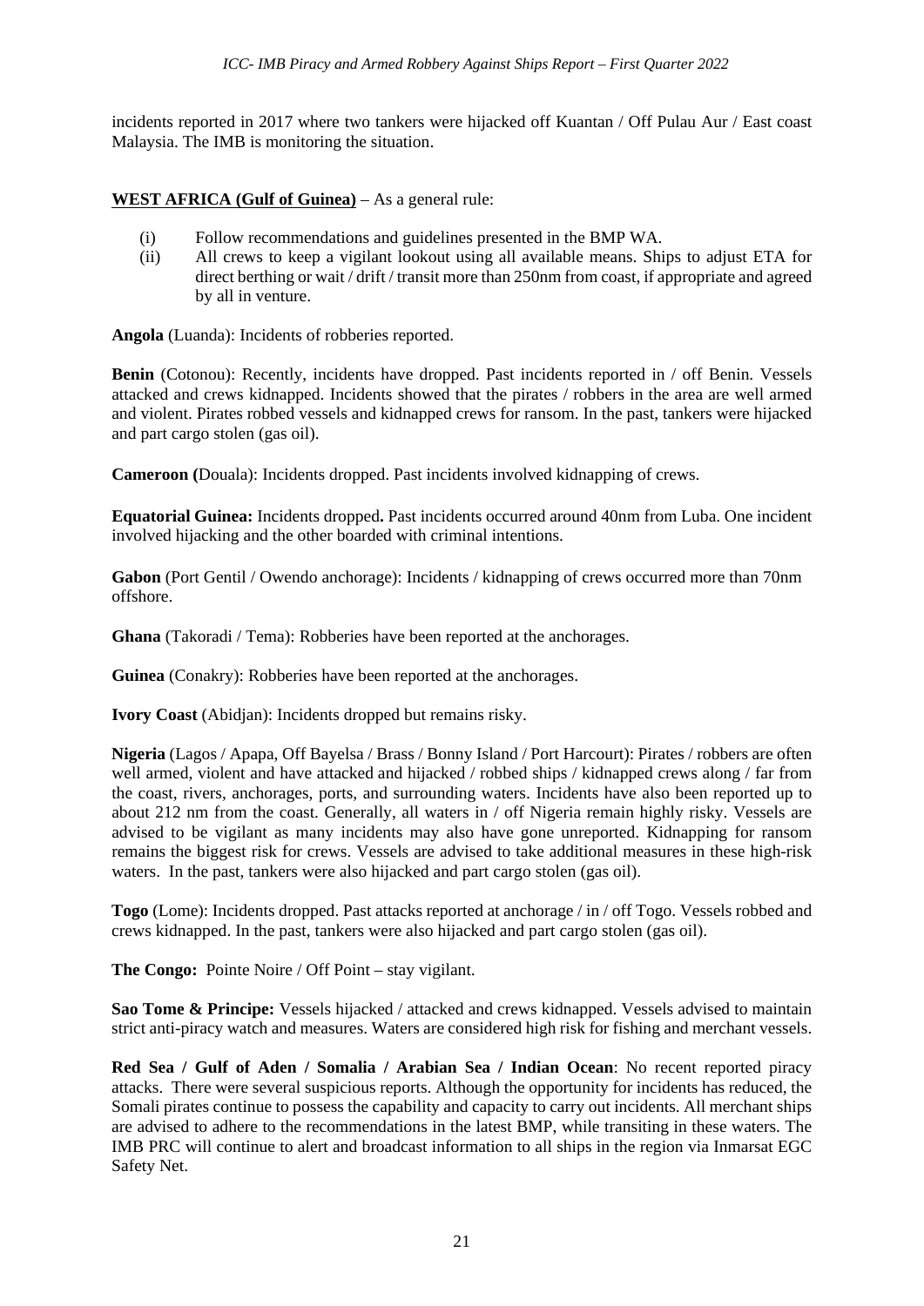incidents reported in 2017 where two tankers were hijacked off Kuantan / Off Pulau Aur / East coast Malaysia. The IMB is monitoring the situation.

**WEST AFRICA (Gulf of Guinea)** – As a general rule:

(i) Follow recommendations and guidelines presented in the BMP WA.

(ii) All crews to keep a vigilant lookout using all available means. Ships to adjust ETA for direct berthing or wait / drift / transit more than 250nm from coast, if appropriate and agreed by all in venture.

**Angola** (Luanda): Incidents of robberies reported.

**Benin** (Cotonou): Recently, incidents have dropped. Past incidents reported in / off Benin. Vessels attacked and crews kidnapped. Incidents showed that the pirates / robbers in the area are well armed and violent. Pirates robbed vessels and kidnapped crews for ransom. In the past, tankers were hijacked and part cargo stolen (gas oil).

**Cameroon (**Douala): Incidents dropped. Past incidents involved kidnapping of crews.

**Equatorial Guinea:** Incidents dropped**.** Past incidents occurred around 40nm from Luba. One incident involved hijacking and the other boarded with criminal intentions.

**Gabon** (Port Gentil / Owendo anchorage): Incidents / kidnapping of crews occurred more than 70nm offshore.

**Ghana** (Takoradi / Tema): Robberies have been reported at the anchorages.

**Guinea** (Conakry): Robberies have been reported at the anchorages.

**Ivory Coast** (Abidjan): Incidents dropped but remains risky.

**Nigeria** (Lagos / Apapa, Off Bayelsa / Brass / Bonny Island / Port Harcourt): Pirates / robbers are often well armed, violent and have attacked and hijacked / robbed ships / kidnapped crews along / far from the coast, rivers, anchorages, ports, and surrounding waters. Incidents have also been reported up to about 212 nm from the coast. Generally, all waters in / off Nigeria remain highly risky. Vessels are advised to be vigilant as many incidents may also have gone unreported. Kidnapping for ransom remains the biggest risk for crews. Vessels are advised to take additional measures in these high-risk waters. In the past, tankers were also hijacked and part cargo stolen (gas oil).

**Togo** (Lome): Incidents dropped. Past attacks reported at anchorage / in / off Togo. Vessels robbed and crews kidnapped. In the past, tankers were also hijacked and part cargo stolen (gas oil).

**The Congo:** Pointe Noire / Off Point – stay vigilant.

**Sao Tome & Principe:** Vessels hijacked / attacked and crews kidnapped. Vessels advised to maintain strict anti-piracy watch and measures. Waters are considered high risk for fishing and merchant vessels.

**Red Sea / Gulf of Aden / Somalia / Arabian Sea / Indian Ocean**: No recent reported piracy attacks. There were several suspicious reports. Although the opportunity for incidents has reduced, the Somali pirates continue to possess the capability and capacity to carry out incidents. All merchant ships are advised to adhere to the recommendations in the latest BMP, while transiting in these waters. The IMB PRC will continue to alert and broadcast information to all ships in the region via Inmarsat EGC Safety Net.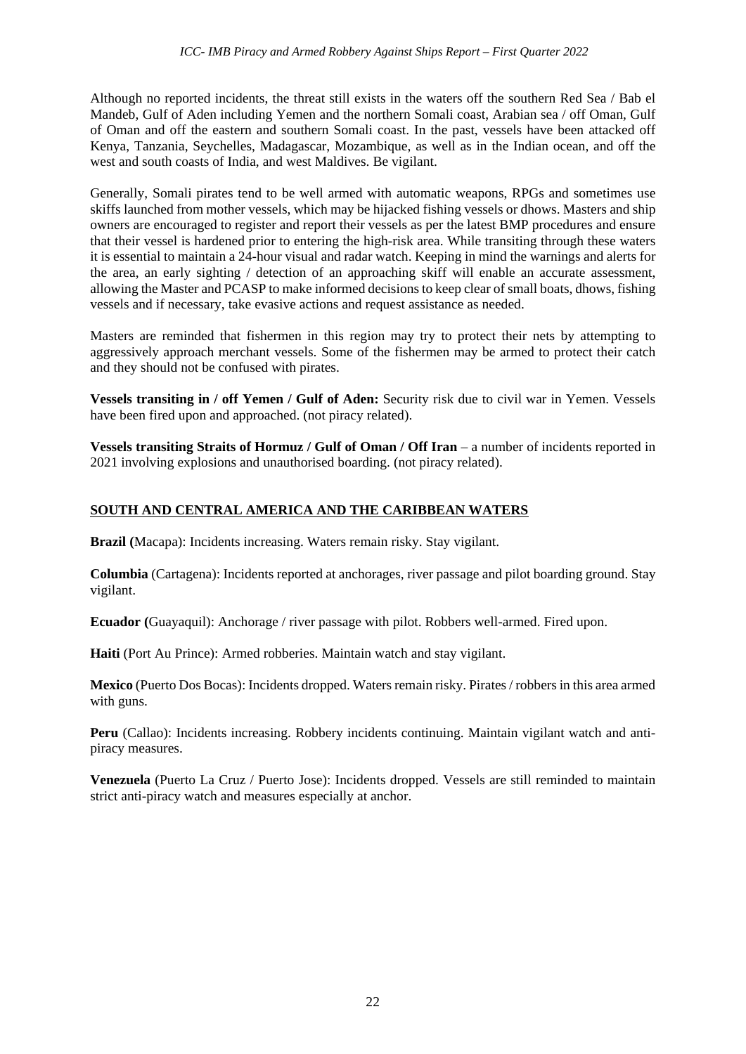Although no reported incidents, the threat still exists in the waters off the southern Red Sea / Bab el Mandeb, Gulf of Aden including Yemen and the northern Somali coast, Arabian sea / off Oman, Gulf of Oman and off the eastern and southern Somali coast. In the past, vessels have been attacked off Kenya, Tanzania, Seychelles, Madagascar, Mozambique, as well as in the Indian ocean, and off the west and south coasts of India, and west Maldives. Be vigilant.

Generally, Somali pirates tend to be well armed with automatic weapons, RPGs and sometimes use skiffs launched from mother vessels, which may be hijacked fishing vessels or dhows. Masters and ship owners are encouraged to register and report their vessels as per the latest BMP procedures and ensure that their vessel is hardened prior to entering the high-risk area. While transiting through these waters it is essential to maintain a 24-hour visual and radar watch. Keeping in mind the warnings and alerts for the area, an early sighting / detection of an approaching skiff will enable an accurate assessment, allowing the Master and PCASP to make informed decisions to keep clear of small boats, dhows, fishing vessels and if necessary, take evasive actions and request assistance as needed.

Masters are reminded that fishermen in this region may try to protect their nets by attempting to aggressively approach merchant vessels. Some of the fishermen may be armed to protect their catch and they should not be confused with pirates.

**Vessels transiting in / off Yemen / Gulf of Aden:** Security risk due to civil war in Yemen. Vessels have been fired upon and approached. (not piracy related).

**Vessels transiting Straits of Hormuz / Gulf of Oman / Off Iran** – a number of incidents reported in 2021 involving explosions and unauthorised boarding. (not piracy related).

## SOUTH AND CENTRAL AMERICA AND THE CARIBBEAN WATERS

**Brazil (**Macapa): Incidents increasing. Waters remain risky. Stay vigilant.

**Columbia** (Cartagena): Incidents reported at anchorages, river passage and pilot boarding ground. Stay vigilant.

**Ecuador (**Guayaquil): Anchorage / river passage with pilot. Robbers well-armed. Fired upon.

**Haiti** (Port Au Prince): Armed robberies. Maintain watch and stay vigilant.

**Mexico** (Puerto Dos Bocas): Incidents dropped. Waters remain risky. Pirates / robbers in this area armed with guns.

**Peru** (Callao): Incidents increasing. Robbery incidents continuing. Maintain vigilant watch and anti-piracy measures.

**Venezuela** (Puerto La Cruz / Puerto Jose): Incidents dropped. Vessels are still reminded to maintain strict anti-piracy watch and measures especially at anchor.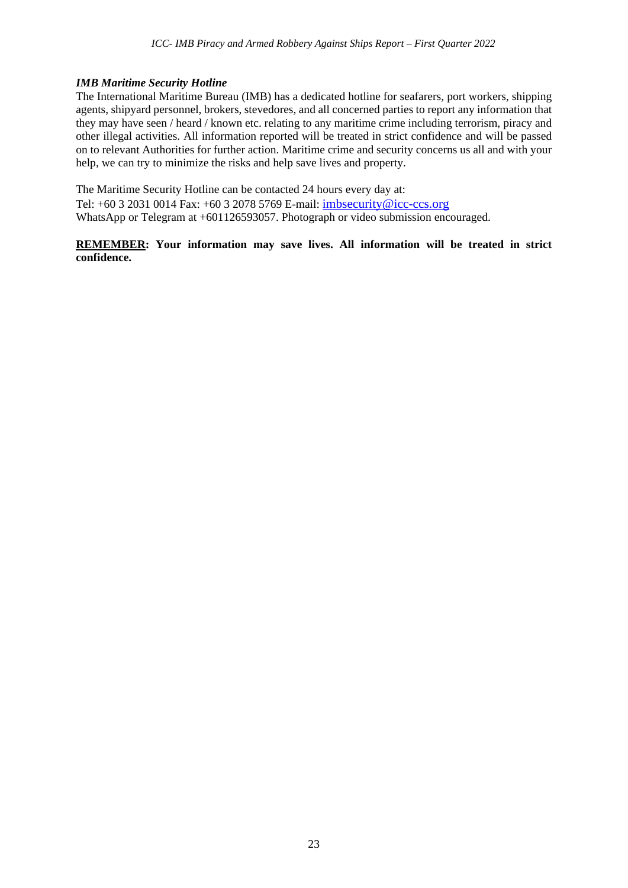### *IMB Maritime Security Hotline*

The International Maritime Bureau (IMB) has a dedicated hotline for seafarers, port workers, shipping agents, shipyard personnel, brokers, stevedores, and all concerned parties to report any information that they may have seen / heard / known etc. relating to any maritime crime including terrorism, piracy and other illegal activities. All information reported will be treated in strict confidence and will be passed on to relevant Authorities for further action. Maritime crime and security concerns us all and with your help, we can try to minimize the risks and help save lives and property.

The Maritime Security Hotline can be contacted 24 hours every day at:
Tel: +60 3 2031 0014 Fax: +60 3 2078 5769 E-mail: imbsecurity@icc-ccs.org
WhatsApp or Telegram at +601126593057. Photograph or video submission encouraged.

**REMEMBER: Your information may save lives. All information will be treated in strict confidence.**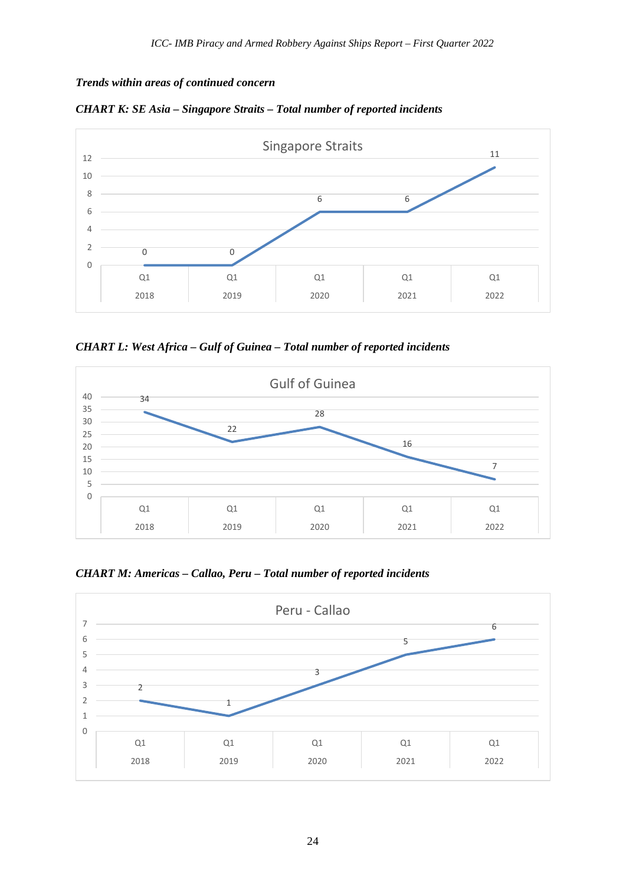*Trends within areas of continued concern*

***CHART K: SE Asia – Singapore Straits – Total number of reported incidents***

Singapore Straits

| | Q1 2018 | Q1 2019 | Q1 2020 | Q1 2021 | Q1 2022 |
|---|---|---|---|---|---|
| Incidents | 0 | 0 | 6 | 6 | 11 |

***CHART L: West Africa – Gulf of Guinea – Total number of reported incidents***

Gulf of Guinea

| | Q1 2018 | Q1 2019 | Q1 2020 | Q1 2021 | Q1 2022 |
|---|---|---|---|---|---|
| Incidents | 34 | 22 | 28 | 16 | 7 |

***CHART M: Americas – Callao, Peru – Total number of reported incidents***

Peru - Callao

| | Q1 2018 | Q1 2019 | Q1 2020 | Q1 2021 | Q1 2022 |
|---|---|---|---|---|---|
| Incidents | 2 | 1 | 3 | 5 | 6 |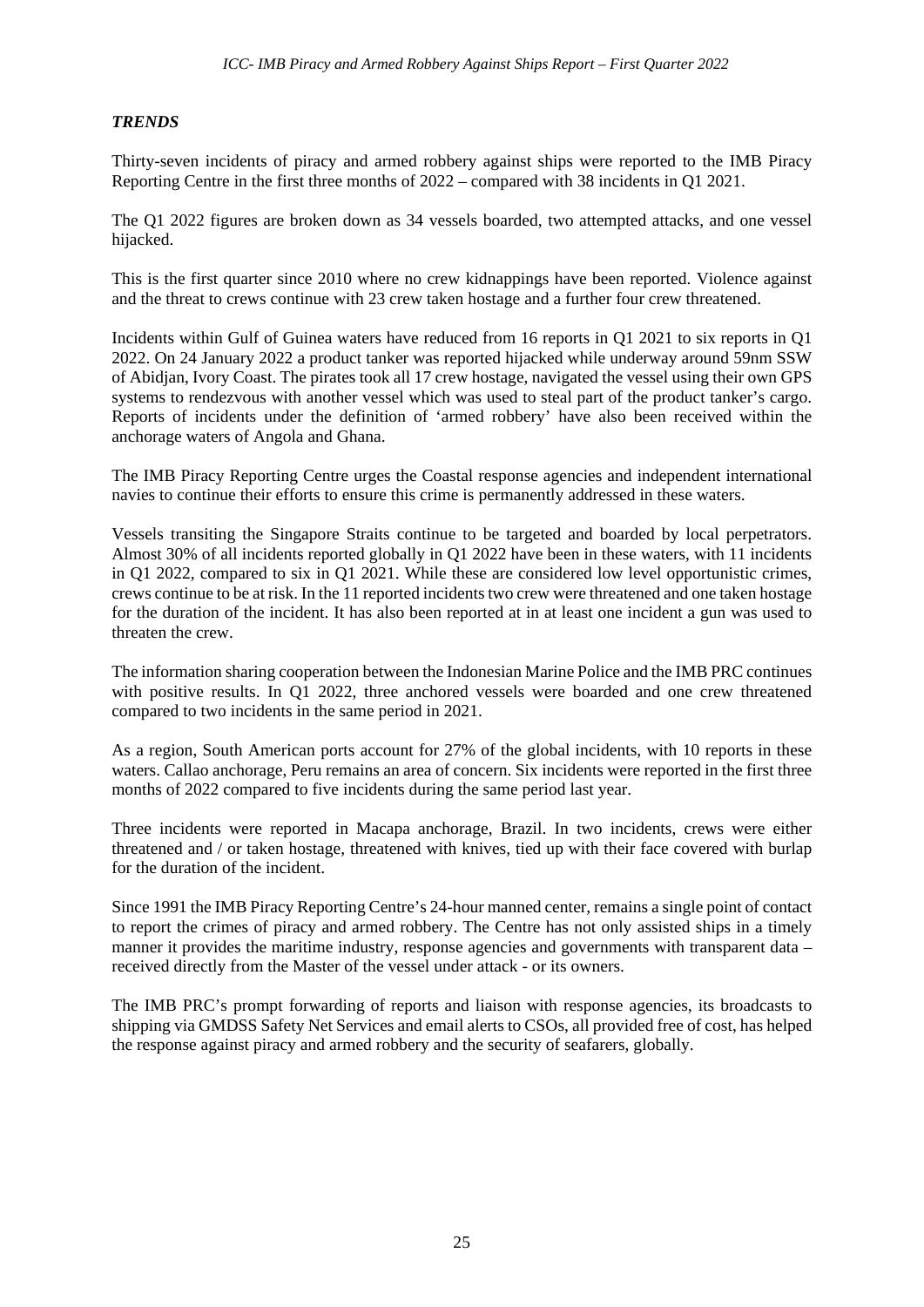## ***TRENDS***

Thirty-seven incidents of piracy and armed robbery against ships were reported to the IMB Piracy Reporting Centre in the first three months of 2022 – compared with 38 incidents in Q1 2021.

The Q1 2022 figures are broken down as 34 vessels boarded, two attempted attacks, and one vessel hijacked.

This is the first quarter since 2010 where no crew kidnappings have been reported. Violence against and the threat to crews continue with 23 crew taken hostage and a further four crew threatened.

Incidents within Gulf of Guinea waters have reduced from 16 reports in Q1 2021 to six reports in Q1 2022. On 24 January 2022 a product tanker was reported hijacked while underway around 59nm SSW of Abidjan, Ivory Coast. The pirates took all 17 crew hostage, navigated the vessel using their own GPS systems to rendezvous with another vessel which was used to steal part of the product tanker's cargo. Reports of incidents under the definition of 'armed robbery' have also been received within the anchorage waters of Angola and Ghana.

The IMB Piracy Reporting Centre urges the Coastal response agencies and independent international navies to continue their efforts to ensure this crime is permanently addressed in these waters.

Vessels transiting the Singapore Straits continue to be targeted and boarded by local perpetrators. Almost 30% of all incidents reported globally in Q1 2022 have been in these waters, with 11 incidents in Q1 2022, compared to six in Q1 2021. While these are considered low level opportunistic crimes, crews continue to be at risk. In the 11 reported incidents two crew were threatened and one taken hostage for the duration of the incident. It has also been reported at in at least one incident a gun was used to threaten the crew.

The information sharing cooperation between the Indonesian Marine Police and the IMB PRC continues with positive results. In Q1 2022, three anchored vessels were boarded and one crew threatened compared to two incidents in the same period in 2021.

As a region, South American ports account for 27% of the global incidents, with 10 reports in these waters. Callao anchorage, Peru remains an area of concern. Six incidents were reported in the first three months of 2022 compared to five incidents during the same period last year.

Three incidents were reported in Macapa anchorage, Brazil. In two incidents, crews were either threatened and / or taken hostage, threatened with knives, tied up with their face covered with burlap for the duration of the incident.

Since 1991 the IMB Piracy Reporting Centre's 24-hour manned center, remains a single point of contact to report the crimes of piracy and armed robbery. The Centre has not only assisted ships in a timely manner it provides the maritime industry, response agencies and governments with transparent data – received directly from the Master of the vessel under attack - or its owners.

The IMB PRC's prompt forwarding of reports and liaison with response agencies, its broadcasts to shipping via GMDSS Safety Net Services and email alerts to CSOs, all provided free of cost, has helped the response against piracy and armed robbery and the security of seafarers, globally.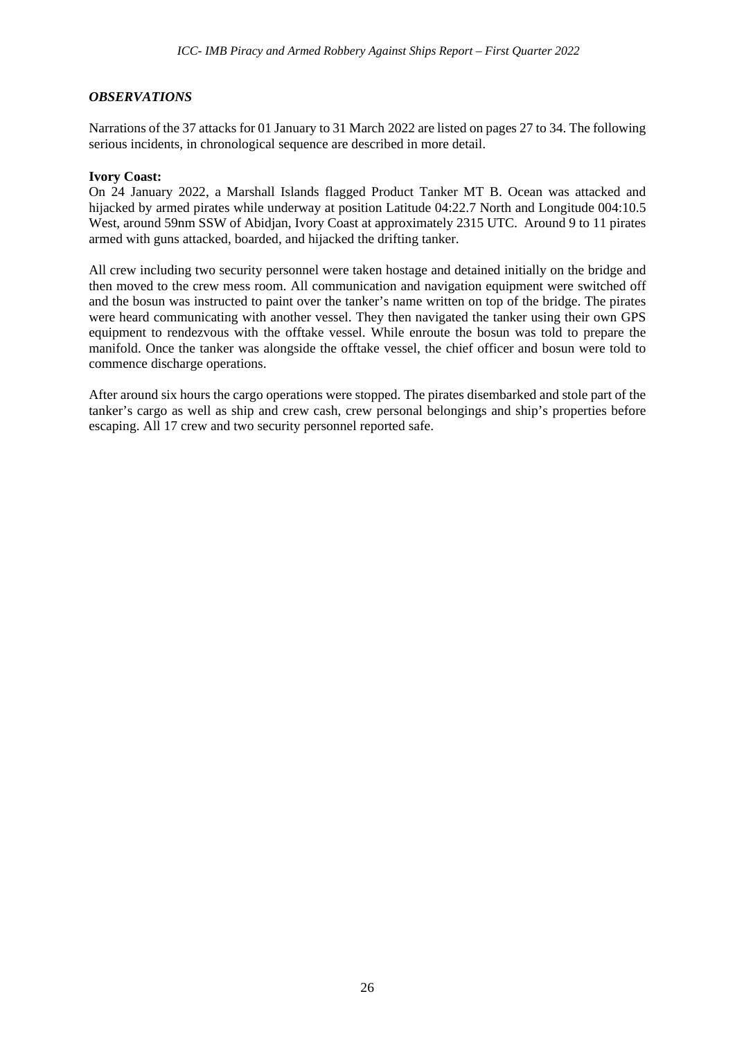## *OBSERVATIONS*

Narrations of the 37 attacks for 01 January to 31 March 2022 are listed on pages 27 to 34. The following serious incidents, in chronological sequence are described in more detail.

**Ivory Coast:**
On 24 January 2022, a Marshall Islands flagged Product Tanker MT B. Ocean was attacked and hijacked by armed pirates while underway at position Latitude 04:22.7 North and Longitude 004:10.5 West, around 59nm SSW of Abidjan, Ivory Coast at approximately 2315 UTC. Around 9 to 11 pirates armed with guns attacked, boarded, and hijacked the drifting tanker.

All crew including two security personnel were taken hostage and detained initially on the bridge and then moved to the crew mess room. All communication and navigation equipment were switched off and the bosun was instructed to paint over the tanker's name written on top of the bridge. The pirates were heard communicating with another vessel. They then navigated the tanker using their own GPS equipment to rendezvous with the offtake vessel. While enroute the bosun was told to prepare the manifold. Once the tanker was alongside the offtake vessel, the chief officer and bosun were told to commence discharge operations.

After around six hours the cargo operations were stopped. The pirates disembarked and stole part of the tanker's cargo as well as ship and crew cash, crew personal belongings and ship's properties before escaping. All 17 crew and two security personnel reported safe.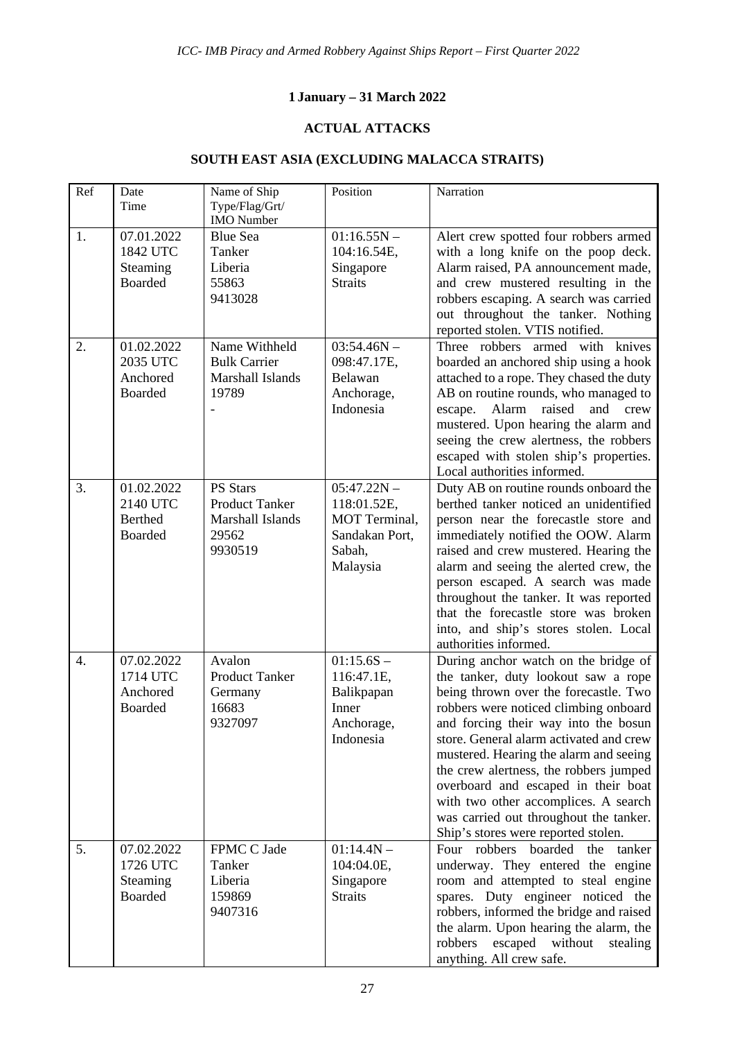**1 January – 31 March 2022**

**ACTUAL ATTACKS**

**SOUTH EAST ASIA (EXCLUDING MALACCA STRAITS)**

| Ref | Date Time | Name of Ship Type/Flag/Grt/ IMO Number | Position | Narration |
|---|---|---|---|---|
| 1. | 07.01.2022 1842 UTC Steaming Boarded | Blue Sea Tanker Liberia 55863 9413028 | 01:16.55N – 104:16.54E, Singapore Straits | Alert crew spotted four robbers armed with a long knife on the poop deck. Alarm raised, PA announcement made, and crew mustered resulting in the robbers escaping. A search was carried out throughout the tanker. Nothing reported stolen. VTIS notified. |
| 2. | 01.02.2022 2035 UTC Anchored Boarded | Name Withheld Bulk Carrier Marshall Islands 19789 - | 03:54.46N – 098:47.17E, Belawan Anchorage, Indonesia | Three robbers armed with knives boarded an anchored ship using a hook attached to a rope. They chased the duty AB on routine rounds, who managed to escape. Alarm raised and crew mustered. Upon hearing the alarm and seeing the crew alertness, the robbers escaped with stolen ship's properties. Local authorities informed. |
| 3. | 01.02.2022 2140 UTC Berthed Boarded | PS Stars Product Tanker Marshall Islands 29562 9930519 | 05:47.22N – 118:01.52E, MOT Terminal, Sandakan Port, Sabah, Malaysia | Duty AB on routine rounds onboard the berthed tanker noticed an unidentified person near the forecastle store and immediately notified the OOW. Alarm raised and crew mustered. Hearing the alarm and seeing the alerted crew, the person escaped. A search was made throughout the tanker. It was reported that the forecastle store was broken into, and ship's stores stolen. Local authorities informed. |
| 4. | 07.02.2022 1714 UTC Anchored Boarded | Avalon Product Tanker Germany 16683 9327097 | 01:15.6S – 116:47.1E, Balikpapan Inner Anchorage, Indonesia | During anchor watch on the bridge of the tanker, duty lookout saw a rope being thrown over the forecastle. Two robbers were noticed climbing onboard and forcing their way into the bosun store. General alarm activated and crew mustered. Hearing the alarm and seeing the crew alertness, the robbers jumped overboard and escaped in their boat with two other accomplices. A search was carried out throughout the tanker. Ship's stores were reported stolen. |
| 5. | 07.02.2022 1726 UTC Steaming Boarded | FPMC C Jade Tanker Liberia 159869 9407316 | 01:14.4N – 104:04.0E, Singapore Straits | Four robbers boarded the tanker underway. They entered the engine room and attempted to steal engine spares. Duty engineer noticed the robbers, informed the bridge and raised the alarm. Upon hearing the alarm, the robbers escaped without stealing anything. All crew safe. |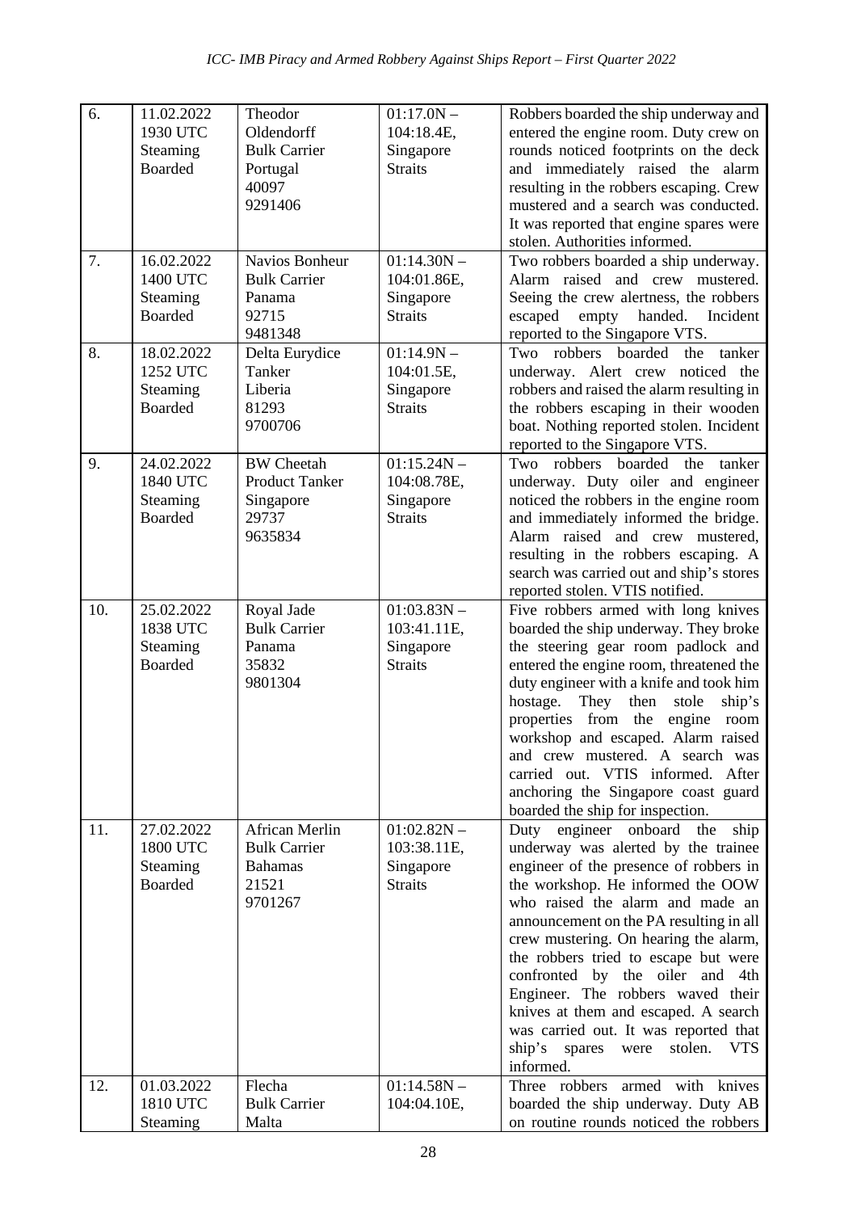| | | | | |
|---|---|---|---|---|
| 6. | 11.02.2022 1930 UTC Steaming Boarded | Theodor Oldendorff Bulk Carrier Portugal 40097 9291406 | 01:17.0N – 104:18.4E, Singapore Straits | Robbers boarded the ship underway and entered the engine room. Duty crew on rounds noticed footprints on the deck and immediately raised the alarm resulting in the robbers escaping. Crew mustered and a search was conducted. It was reported that engine spares were stolen. Authorities informed. |
| 7. | 16.02.2022 1400 UTC Steaming Boarded | Navios Bonheur Bulk Carrier Panama 92715 9481348 | 01:14.30N – 104:01.86E, Singapore Straits | Two robbers boarded a ship underway. Alarm raised and crew mustered. Seeing the crew alertness, the robbers escaped empty handed. Incident reported to the Singapore VTS. |
| 8. | 18.02.2022 1252 UTC Steaming Boarded | Delta Eurydice Tanker Liberia 81293 9700706 | 01:14.9N – 104:01.5E, Singapore Straits | Two robbers boarded the tanker underway. Alert crew noticed the robbers and raised the alarm resulting in the robbers escaping in their wooden boat. Nothing reported stolen. Incident reported to the Singapore VTS. |
| 9. | 24.02.2022 1840 UTC Steaming Boarded | BW Cheetah Product Tanker Singapore 29737 9635834 | 01:15.24N – 104:08.78E, Singapore Straits | Two robbers boarded the tanker underway. Duty oiler and engineer noticed the robbers in the engine room and immediately informed the bridge. Alarm raised and crew mustered, resulting in the robbers escaping. A search was carried out and ship's stores reported stolen. VTIS notified. |
| 10. | 25.02.2022 1838 UTC Steaming Boarded | Royal Jade Bulk Carrier Panama 35832 9801304 | 01:03.83N – 103:41.11E, Singapore Straits | Five robbers armed with long knives boarded the ship underway. They broke the steering gear room padlock and entered the engine room, threatened the duty engineer with a knife and took him hostage. They then stole ship's properties from the engine room workshop and escaped. Alarm raised and crew mustered. A search was carried out. VTIS informed. After anchoring the Singapore coast guard boarded the ship for inspection. |
| 11. | 27.02.2022 1800 UTC Steaming Boarded | African Merlin Bulk Carrier Bahamas 21521 9701267 | 01:02.82N – 103:38.11E, Singapore Straits | Duty engineer onboard the ship underway was alerted by the trainee engineer of the presence of robbers in the workshop. He informed the OOW who raised the alarm and made an announcement on the PA resulting in all crew mustering. On hearing the alarm, the robbers tried to escape but were confronted by the oiler and 4th Engineer. The robbers waved their knives at them and escaped. A search was carried out. It was reported that ship's spares were stolen. VTS informed. |
| 12. | 01.03.2022 1810 UTC Steaming | Flecha Bulk Carrier Malta | 01:14.58N – 104:04.10E, | Three robbers armed with knives boarded the ship underway. Duty AB on routine rounds noticed the robbers |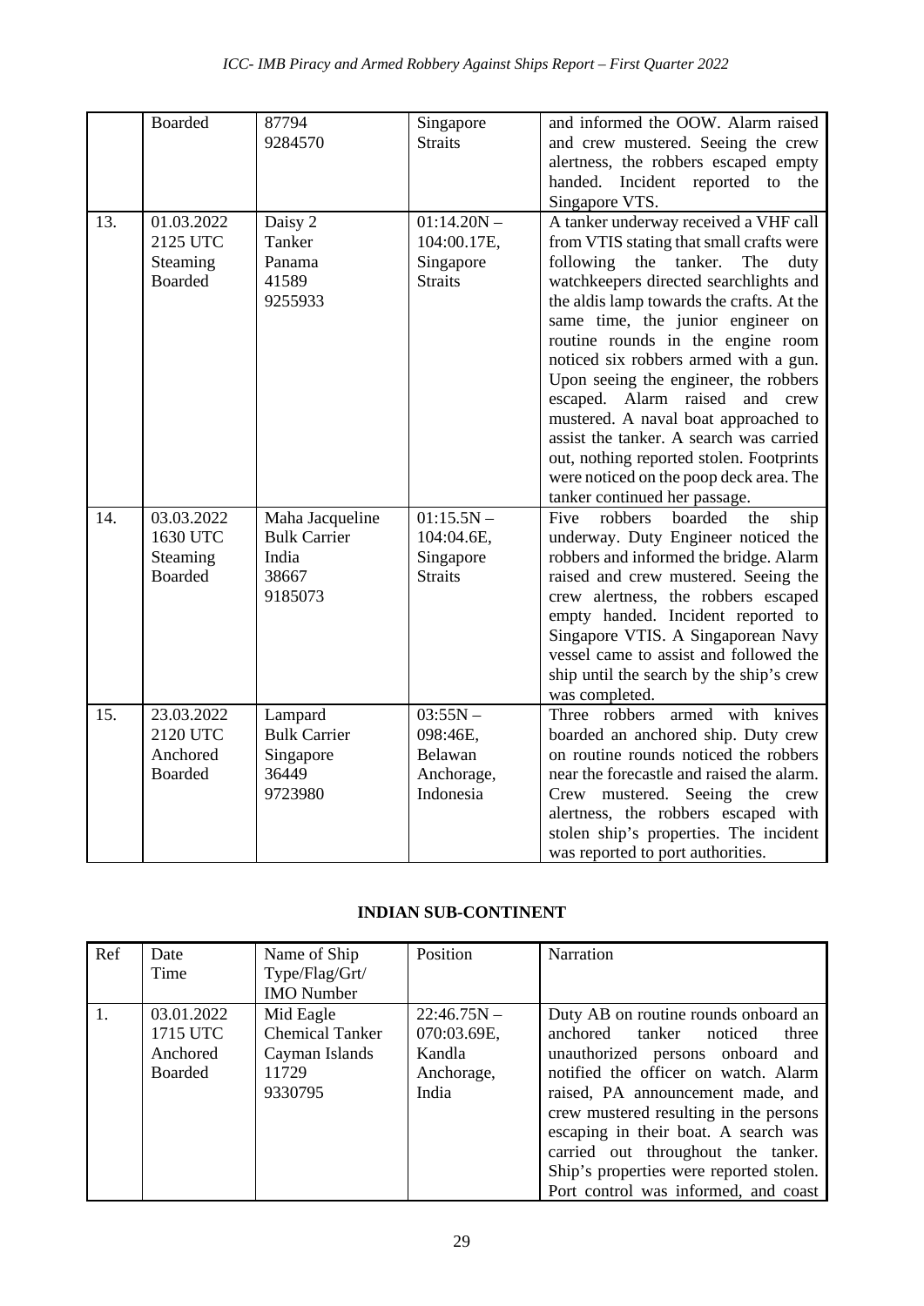| | | | | |
|---|---|---|---|---|
| | Boarded | 87794<br>9284570 | Singapore Straits | and informed the OOW. Alarm raised and crew mustered. Seeing the crew alertness, the robbers escaped empty handed. Incident reported to the Singapore VTS. |
| 13. | 01.03.2022<br>2125 UTC<br>Steaming<br>Boarded | Daisy 2<br>Tanker<br>Panama<br>41589<br>9255933 | 01:14.20N – 104:00.17E, Singapore Straits | A tanker underway received a VHF call from VTIS stating that small crafts were following the tanker. The duty watchkeepers directed searchlights and the aldis lamp towards the crafts. At the same time, the junior engineer on routine rounds in the engine room noticed six robbers armed with a gun. Upon seeing the engineer, the robbers escaped. Alarm raised and crew mustered. A naval boat approached to assist the tanker. A search was carried out, nothing reported stolen. Footprints were noticed on the poop deck area. The tanker continued her passage. |
| 14. | 03.03.2022<br>1630 UTC<br>Steaming<br>Boarded | Maha Jacqueline<br>Bulk Carrier<br>India<br>38667<br>9185073 | 01:15.5N – 104:04.6E, Singapore Straits | Five robbers boarded the ship underway. Duty Engineer noticed the robbers and informed the bridge. Alarm raised and crew mustered. Seeing the crew alertness, the robbers escaped empty handed. Incident reported to Singapore VTIS. A Singaporean Navy vessel came to assist and followed the ship until the search by the ship's crew was completed. |
| 15. | 23.03.2022<br>2120 UTC<br>Anchored<br>Boarded | Lampard<br>Bulk Carrier<br>Singapore<br>36449<br>9723980 | 03:55N – 098:46E, Belawan Anchorage, Indonesia | Three robbers armed with knives boarded an anchored ship. Duty crew on routine rounds noticed the robbers near the forecastle and raised the alarm. Crew mustered. Seeing the crew alertness, the robbers escaped with stolen ship's properties. The incident was reported to port authorities. |

**INDIAN SUB-CONTINENT**

| Ref | Date<br>Time | Name of Ship<br>Type/Flag/Grt/<br>IMO Number | Position | Narration |
|---|---|---|---|---|
| 1. | 03.01.2022<br>1715 UTC<br>Anchored<br>Boarded | Mid Eagle<br>Chemical Tanker<br>Cayman Islands<br>11729<br>9330795 | 22:46.75N – 070:03.69E, Kandla Anchorage, India | Duty AB on routine rounds onboard an anchored tanker noticed three unauthorized persons onboard and notified the officer on watch. Alarm raised, PA announcement made, and crew mustered resulting in the persons escaping in their boat. A search was carried out throughout the tanker. Ship's properties were reported stolen. Port control was informed, and coast |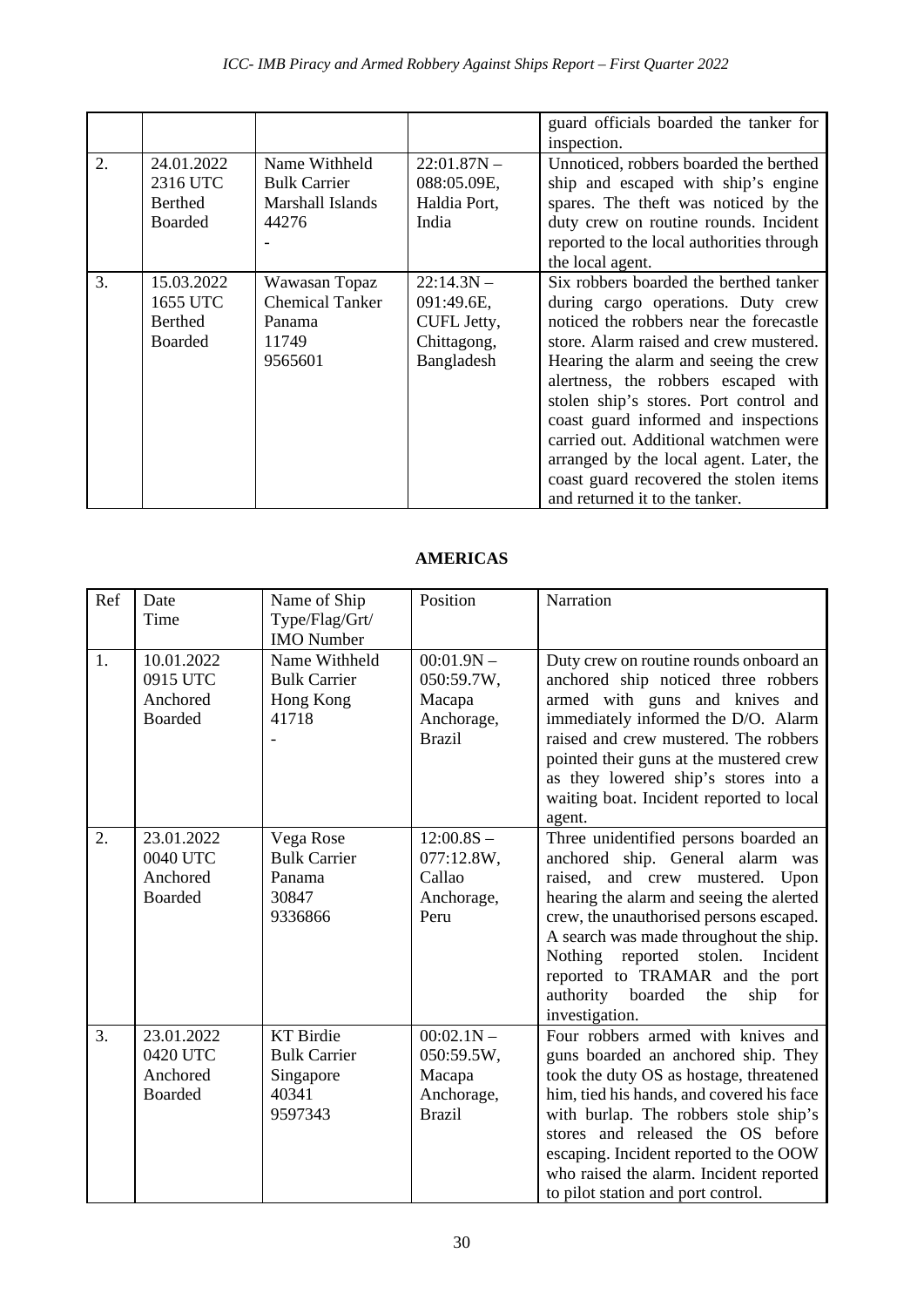| | | | | guard officials boarded the tanker for inspection. |
|---|---|---|---|---|
| 2. | 24.01.2022 2316 UTC Berthed Boarded | Name Withheld Bulk Carrier Marshall Islands 44276 - | 22:01.87N – 088:05.09E, Haldia Port, India | Unnoticed, robbers boarded the berthed ship and escaped with ship's engine spares. The theft was noticed by the duty crew on routine rounds. Incident reported to the local authorities through the local agent. |
| 3. | 15.03.2022 1655 UTC Berthed Boarded | Wawasan Topaz Chemical Tanker Panama 11749 9565601 | 22:14.3N – 091:49.6E, CUFL Jetty, Chittagong, Bangladesh | Six robbers boarded the berthed tanker during cargo operations. Duty crew noticed the robbers near the forecastle store. Alarm raised and crew mustered. Hearing the alarm and seeing the crew alertness, the robbers escaped with stolen ship's stores. Port control and coast guard informed and inspections carried out. Additional watchmen were arranged by the local agent. Later, the coast guard recovered the stolen items and returned it to the tanker. |

## AMERICAS

| Ref | Date Time | Name of Ship Type/Flag/Grt/ IMO Number | Position | Narration |
|---|---|---|---|---|
| 1. | 10.01.2022 0915 UTC Anchored Boarded | Name Withheld Bulk Carrier Hong Kong 41718 - | 00:01.9N – 050:59.7W, Macapa Anchorage, Brazil | Duty crew on routine rounds onboard an anchored ship noticed three robbers armed with guns and knives and immediately informed the D/O. Alarm raised and crew mustered. The robbers pointed their guns at the mustered crew as they lowered ship's stores into a waiting boat. Incident reported to local agent. |
| 2. | 23.01.2022 0040 UTC Anchored Boarded | Vega Rose Bulk Carrier Panama 30847 9336866 | 12:00.8S – 077:12.8W, Callao Anchorage, Peru | Three unidentified persons boarded an anchored ship. General alarm was raised, and crew mustered. Upon hearing the alarm and seeing the alerted crew, the unauthorised persons escaped. A search was made throughout the ship. Nothing reported stolen. Incident reported to TRAMAR and the port authority boarded the ship for investigation. |
| 3. | 23.01.2022 0420 UTC Anchored Boarded | KT Birdie Bulk Carrier Singapore 40341 9597343 | 00:02.1N – 050:59.5W, Macapa Anchorage, Brazil | Four robbers armed with knives and guns boarded an anchored ship. They took the duty OS as hostage, threatened him, tied his hands, and covered his face with burlap. The robbers stole ship's stores and released the OS before escaping. Incident reported to the OOW who raised the alarm. Incident reported to pilot station and port control. |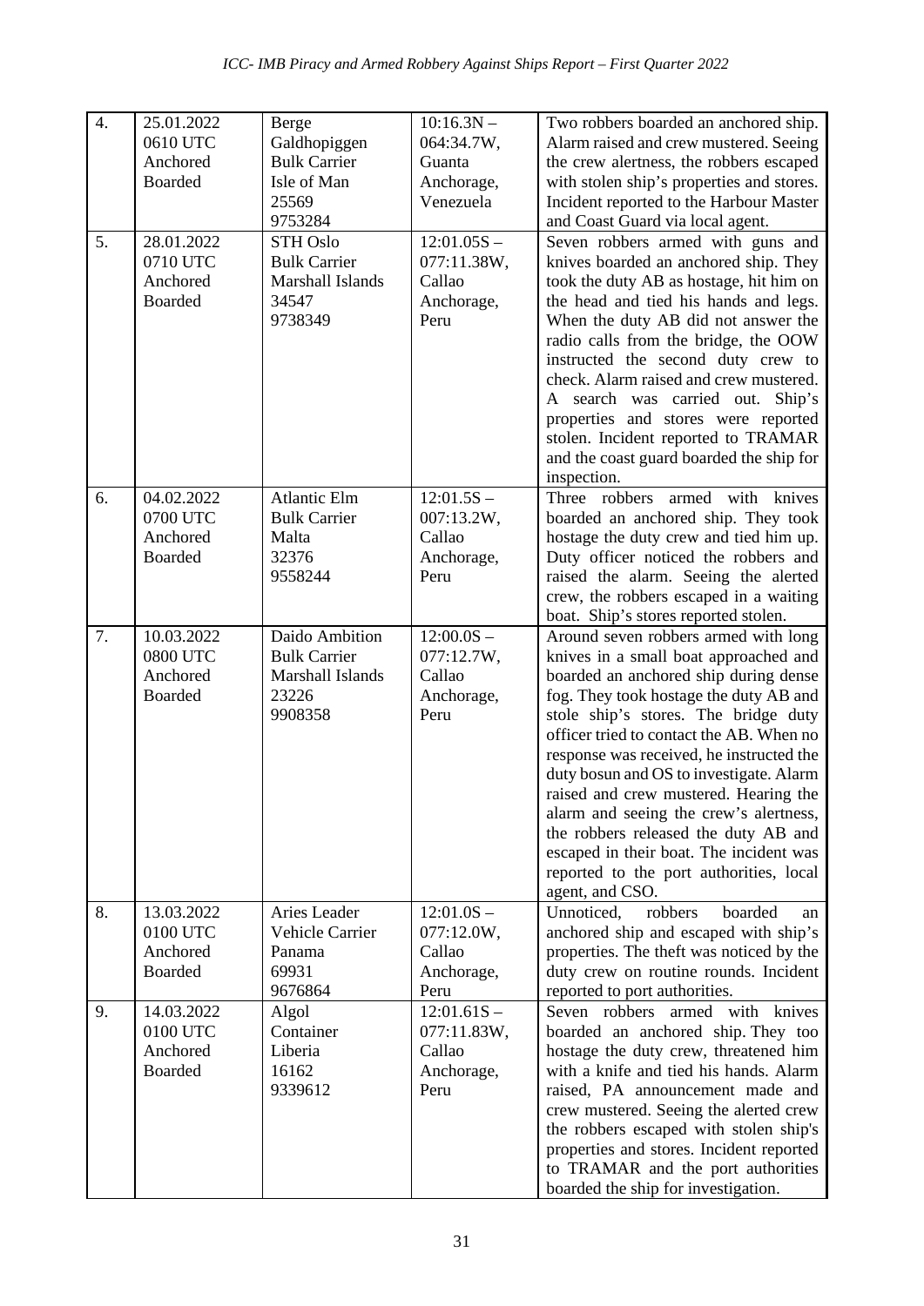| 4. | 25.01.2022 0610 UTC Anchored Boarded | Berge Galdhopiggen Bulk Carrier Isle of Man 25569 9753284 | 10:16.3N – 064:34.7W, Guanta Anchorage, Venezuela | Two robbers boarded an anchored ship. Alarm raised and crew mustered. Seeing the crew alertness, the robbers escaped with stolen ship's properties and stores. Incident reported to the Harbour Master and Coast Guard via local agent. |
|---|---|---|---|---|
| 5. | 28.01.2022 0710 UTC Anchored Boarded | STH Oslo Bulk Carrier Marshall Islands 34547 9738349 | 12:01.05S – 077:11.38W, Callao Anchorage, Peru | Seven robbers armed with guns and knives boarded an anchored ship. They took the duty AB as hostage, hit him on the head and tied his hands and legs. When the duty AB did not answer the radio calls from the bridge, the OOW instructed the second duty crew to check. Alarm raised and crew mustered. A search was carried out. Ship's properties and stores were reported stolen. Incident reported to TRAMAR and the coast guard boarded the ship for inspection. |
| 6. | 04.02.2022 0700 UTC Anchored Boarded | Atlantic Elm Bulk Carrier Malta 32376 9558244 | 12:01.5S – 007:13.2W, Callao Anchorage, Peru | Three robbers armed with knives boarded an anchored ship. They took hostage the duty crew and tied him up. Duty officer noticed the robbers and raised the alarm. Seeing the alerted crew, the robbers escaped in a waiting boat. Ship's stores reported stolen. |
| 7. | 10.03.2022 0800 UTC Anchored Boarded | Daido Ambition Bulk Carrier Marshall Islands 23226 9908358 | 12:00.0S – 077:12.7W, Callao Anchorage, Peru | Around seven robbers armed with long knives in a small boat approached and boarded an anchored ship during dense fog. They took hostage the duty AB and stole ship's stores. The bridge duty officer tried to contact the AB. When no response was received, he instructed the duty bosun and OS to investigate. Alarm raised and crew mustered. Hearing the alarm and seeing the crew's alertness, the robbers released the duty AB and escaped in their boat. The incident was reported to the port authorities, local agent, and CSO. |
| 8. | 13.03.2022 0100 UTC Anchored Boarded | Aries Leader Vehicle Carrier Panama 69931 9676864 | 12:01.0S – 077:12.0W, Callao Anchorage, Peru | Unnoticed, robbers boarded an anchored ship and escaped with ship's properties. The theft was noticed by the duty crew on routine rounds. Incident reported to port authorities. |
| 9. | 14.03.2022 0100 UTC Anchored Boarded | Algol Container Liberia 16162 9339612 | 12:01.61S – 077:11.83W, Callao Anchorage, Peru | Seven robbers armed with knives boarded an anchored ship. They too hostage the duty crew, threatened him with a knife and tied his hands. Alarm raised, PA announcement made and crew mustered. Seeing the alerted crew the robbers escaped with stolen ship's properties and stores. Incident reported to TRAMAR and the port authorities boarded the ship for investigation. |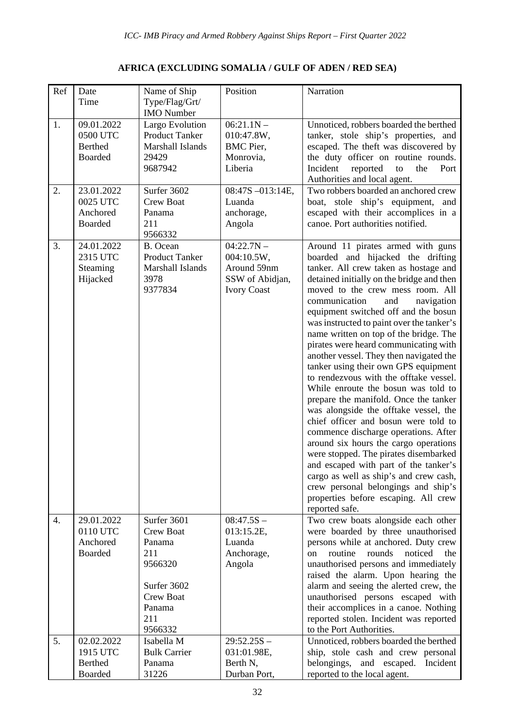## AFRICA (EXCLUDING SOMALIA / GULF OF ADEN / RED SEA)

| Ref | Date Time | Name of Ship Type/Flag/Grt/ IMO Number | Position | Narration |
|---|---|---|---|---|
| 1. | 09.01.2022 0500 UTC Berthed Boarded | Largo Evolution Product Tanker Marshall Islands 29429 9687942 | 06:21.1N – 010:47.8W, BMC Pier, Monrovia, Liberia | Unnoticed, robbers boarded the berthed tanker, stole ship's properties, and escaped. The theft was discovered by the duty officer on routine rounds. Incident reported to the Port Authorities and local agent. |
| 2. | 23.01.2022 0025 UTC Anchored Boarded | Surfer 3602 Crew Boat Panama 211 9566332 | 08:47S –013:14E, Luanda anchorage, Angola | Two robbers boarded an anchored crew boat, stole ship's equipment, and escaped with their accomplices in a canoe. Port authorities notified. |
| 3. | 24.01.2022 2315 UTC Steaming Hijacked | B. Ocean Product Tanker Marshall Islands 3978 9377834 | 04:22.7N – 004:10.5W, Around 59nm SSW of Abidjan, Ivory Coast | Around 11 pirates armed with guns boarded and hijacked the drifting tanker. All crew taken as hostage and detained initially on the bridge and then moved to the crew mess room. All communication and navigation equipment switched off and the bosun was instructed to paint over the tanker's name written on top of the bridge. The pirates were heard communicating with another vessel. They then navigated the tanker using their own GPS equipment to rendezvous with the offtake vessel. While enroute the bosun was told to prepare the manifold. Once the tanker was alongside the offtake vessel, the chief officer and bosun were told to commence discharge operations. After around six hours the cargo operations were stopped. The pirates disembarked and escaped with part of the tanker's cargo as well as ship's and crew cash, crew personal belongings and ship's properties before escaping. All crew reported safe. |
| 4. | 29.01.2022 0110 UTC Anchored Boarded | Surfer 3601 Crew Boat Panama 211 9566320<br><br>Surfer 3602 Crew Boat Panama 211 9566332 | 08:47.5S – 013:15.2E, Luanda Anchorage, Angola | Two crew boats alongside each other were boarded by three unauthorised persons while at anchored. Duty crew on routine rounds noticed the unauthorised persons and immediately raised the alarm. Upon hearing the alarm and seeing the alerted crew, the unauthorised persons escaped with their accomplices in a canoe. Nothing reported stolen. Incident was reported to the Port Authorities. |
| 5. | 02.02.2022 1915 UTC Berthed Boarded | Isabella M Bulk Carrier Panama 31226 | 29:52.25S – 031:01.98E, Berth N, Durban Port, | Unnoticed, robbers boarded the berthed ship, stole cash and crew personal belongings, and escaped. Incident reported to the local agent. |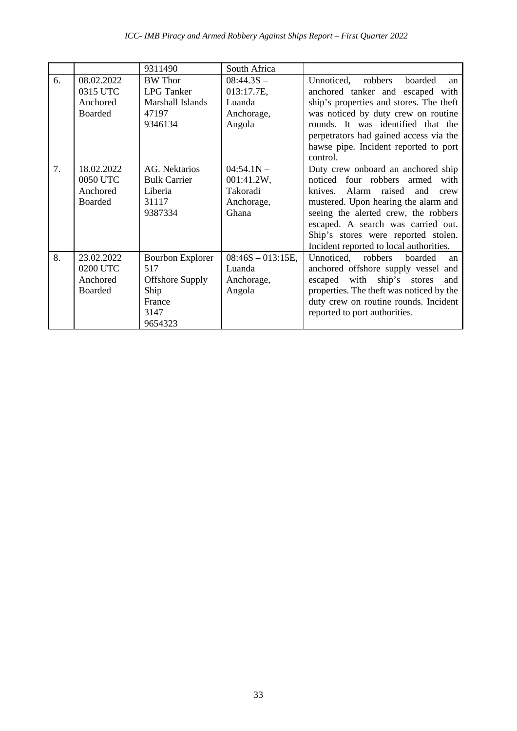| | | | | |
|---|---|---|---|---|
| | | 9311490 | South Africa | |
| 6. | 08.02.2022 0315 UTC Anchored Boarded | BW Thor LPG Tanker Marshall Islands 47197 9346134 | 08:44.3S – 013:17.7E, Luanda Anchorage, Angola | Unnoticed, robbers boarded an anchored tanker and escaped with ship's properties and stores. The theft was noticed by duty crew on routine rounds. It was identified that the perpetrators had gained access via the hawse pipe. Incident reported to port control. |
| 7. | 18.02.2022 0050 UTC Anchored Boarded | AG. Nektarios Bulk Carrier Liberia 31117 9387334 | 04:54.1N – 001:41.2W, Takoradi Anchorage, Ghana | Duty crew onboard an anchored ship noticed four robbers armed with knives. Alarm raised and crew mustered. Upon hearing the alarm and seeing the alerted crew, the robbers escaped. A search was carried out. Ship's stores were reported stolen. Incident reported to local authorities. |
| 8. | 23.02.2022 0200 UTC Anchored Boarded | Bourbon Explorer 517 Offshore Supply Ship France 3147 9654323 | 08:46S – 013:15E, Luanda Anchorage, Angola | Unnoticed, robbers boarded an anchored offshore supply vessel and escaped with ship's stores and properties. The theft was noticed by the duty crew on routine rounds. Incident reported to port authorities. |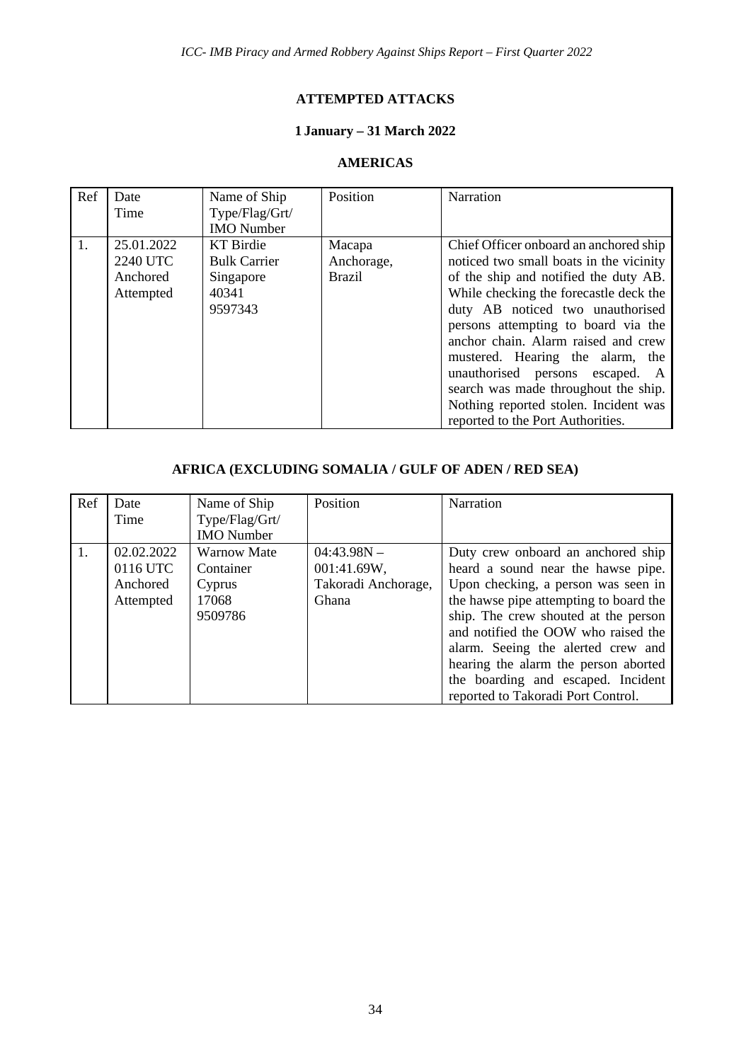## ATTEMPTED ATTACKS

### 1 January – 31 March 2022

### AMERICAS

| Ref | Date<br>Time | Name of Ship<br>Type/Flag/Grt/<br>IMO Number | Position | Narration |
|---|---|---|---|---|
| 1. | 25.01.2022<br>2240 UTC<br>Anchored<br>Attempted | KT Birdie<br>Bulk Carrier<br>Singapore<br>40341<br>9597343 | Macapa Anchorage, Brazil | Chief Officer onboard an anchored ship noticed two small boats in the vicinity of the ship and notified the duty AB. While checking the forecastle deck the duty AB noticed two unauthorised persons attempting to board via the anchor chain. Alarm raised and crew mustered. Hearing the alarm, the unauthorised persons escaped. A search was made throughout the ship. Nothing reported stolen. Incident was reported to the Port Authorities. |

### AFRICA (EXCLUDING SOMALIA / GULF OF ADEN / RED SEA)

| Ref | Date<br>Time | Name of Ship<br>Type/Flag/Grt/<br>IMO Number | Position | Narration |
|---|---|---|---|---|
| 1. | 02.02.2022<br>0116 UTC<br>Anchored<br>Attempted | Warnow Mate<br>Container<br>Cyprus<br>17068<br>9509786 | 04:43.98N – 001:41.69W, Takoradi Anchorage, Ghana | Duty crew onboard an anchored ship heard a sound near the hawse pipe. Upon checking, a person was seen in the hawse pipe attempting to board the ship. The crew shouted at the person and notified the OOW who raised the alarm. Seeing the alerted crew and hearing the alarm the person aborted the boarding and escaped. Incident reported to Takoradi Port Control. |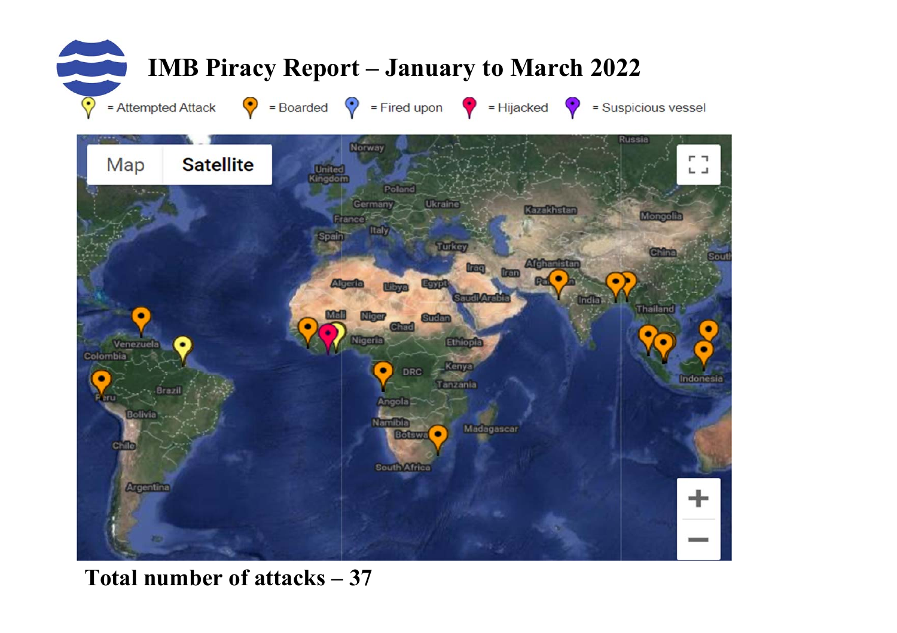# IMB Piracy Report – January to March 2022

= Attempted Attack = Boarded = Fired upon = Hijacked = Suspicious vessel

**Total number of attacks – 37**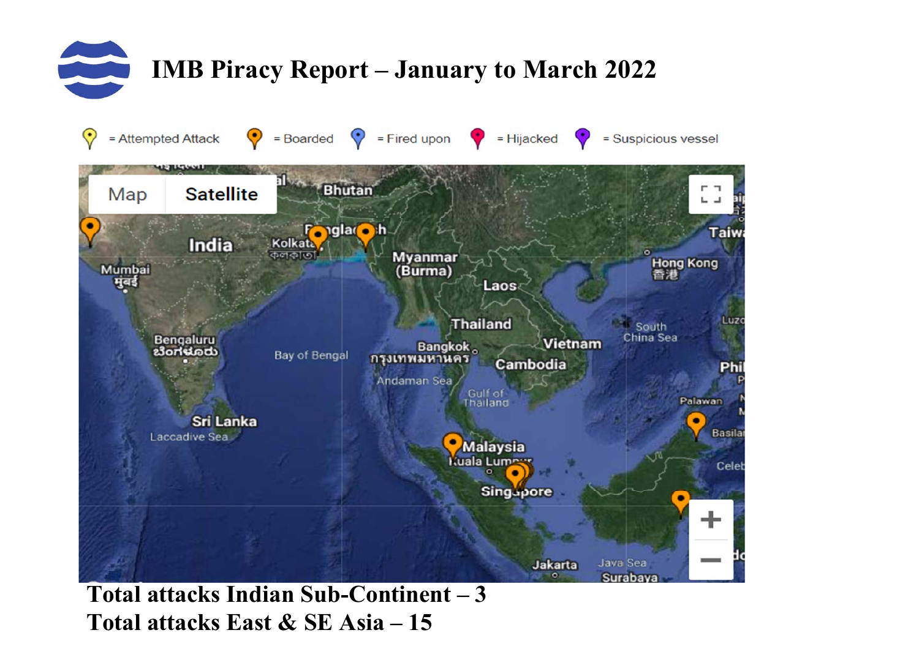# IMB Piracy Report – January to March 2022

= Attempted Attack = Boarded = Fired upon = Hijacked = Suspicious vessel

**Total attacks Indian Sub-Continent – 3**
**Total attacks East & SE Asia – 15**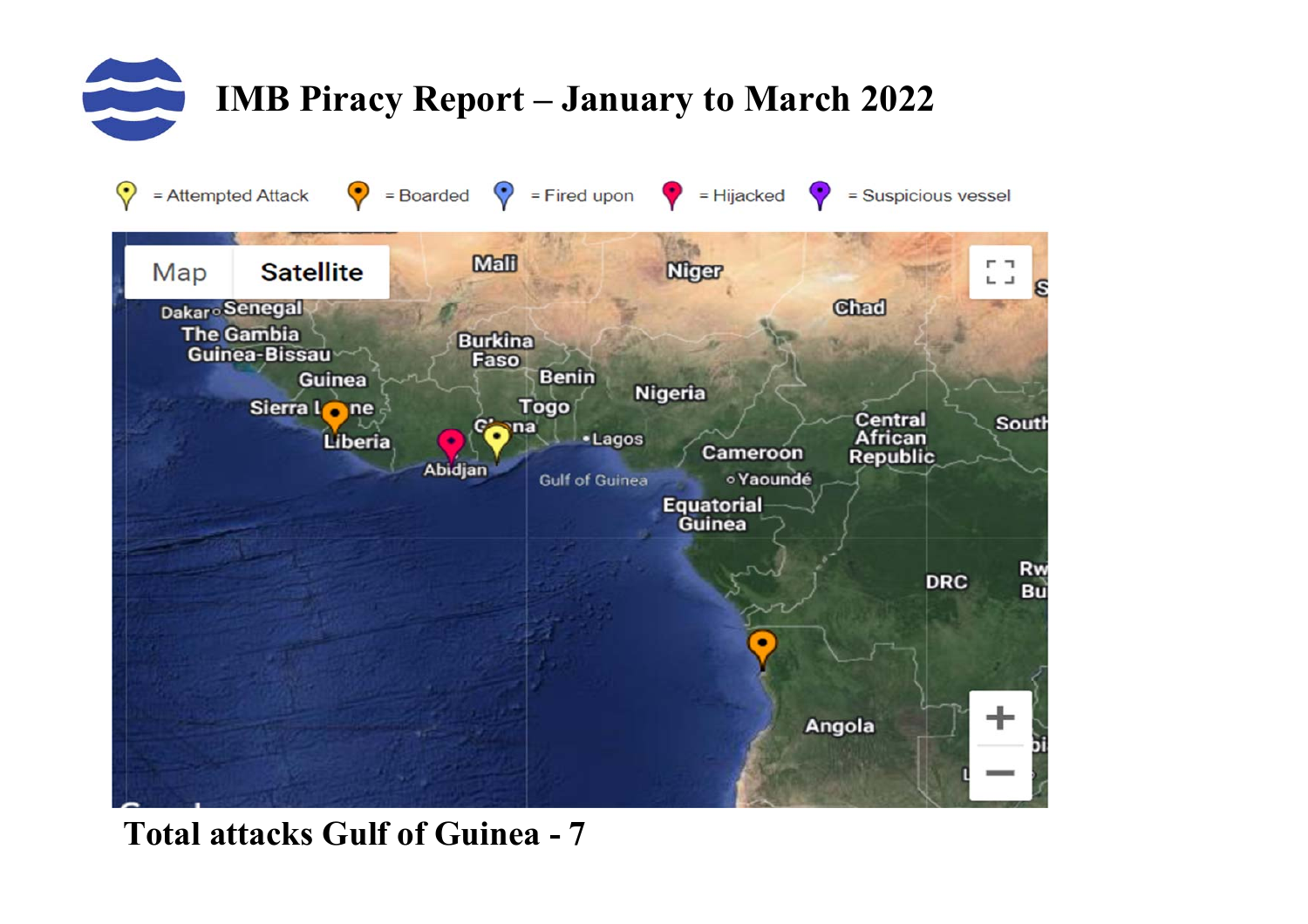# IMB Piracy Report – January to March 2022

= Attempted Attack = Boarded = Fired upon = Hijacked = Suspicious vessel

**Total attacks Gulf of Guinea - 7**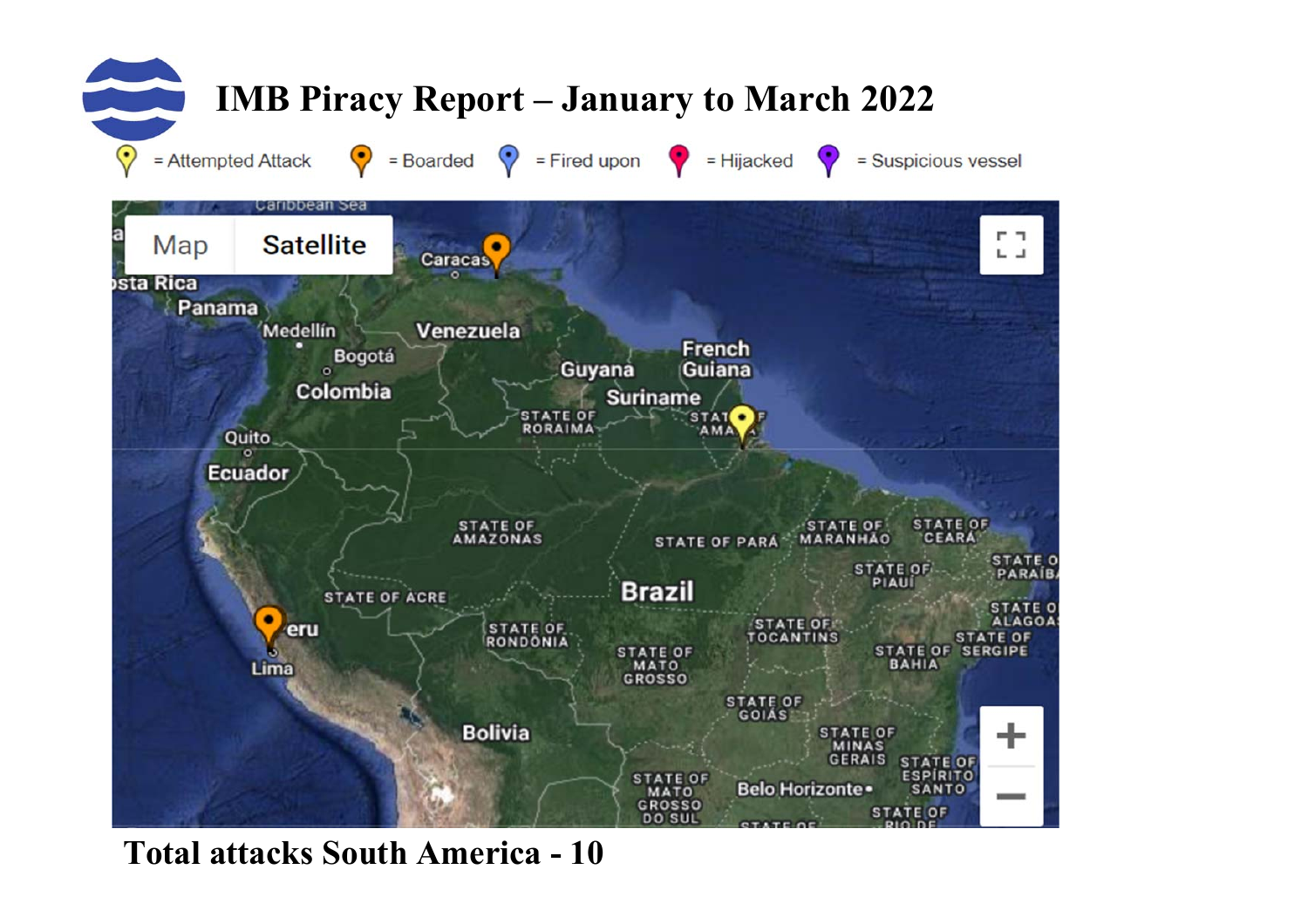# IMB Piracy Report – January to March 2022

= Attempted Attack = Boarded = Fired upon = Hijacked = Suspicious vessel

**Total attacks South America - 10**